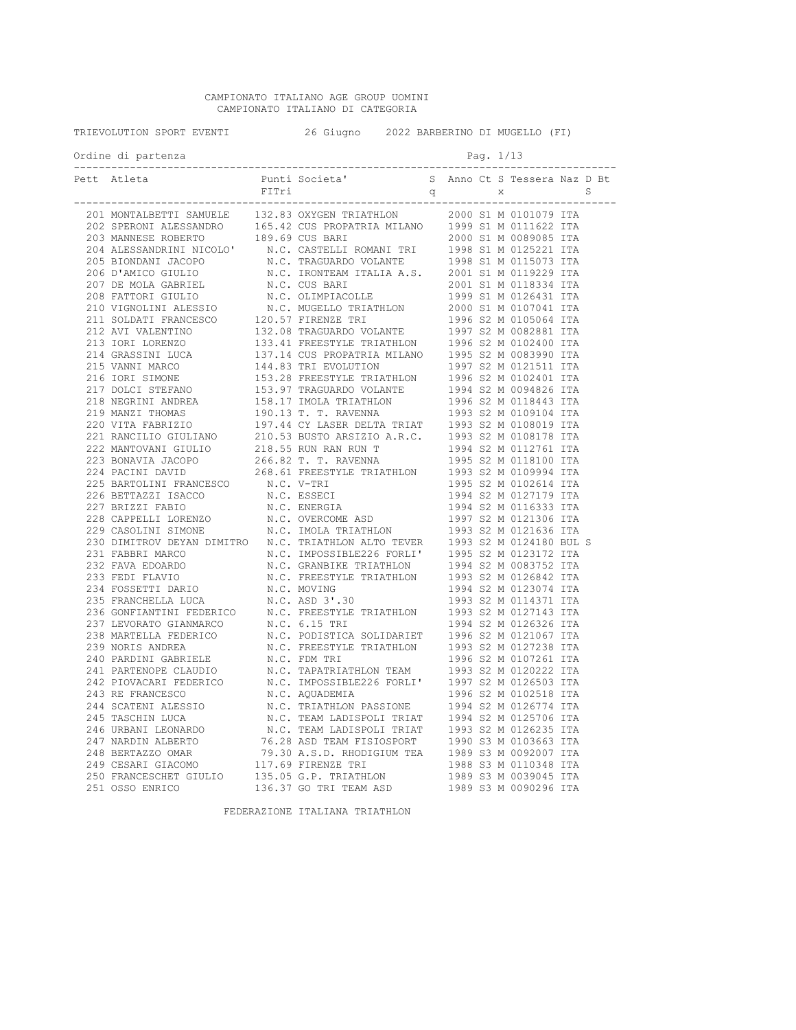# CAMPIONATO ITALIANO AGE GROUP UOMINI
## CAMPIONATO ITALIANO DI CATEGORIA

TRIEVOLUTION SPORT EVENTI 26 Giugno 2022 BARBERINO DI MUGELLO (FI)

Ordine di partenza

| Pett | Atleta | Punti FITri | Societa' | Sq | Anno | Ct | Sx | Tessera | Naz | D | Bt S |
|---|---|---|---|---|---|---|---|---|---|---|---|
| 201 | MONTALBETTI SAMUELE | 132.83 | OXYGEN TRIATHLON | | 2000 | S1 | M | 0101079 | ITA | | |
| 202 | SPERONI ALESSANDRO | 165.42 | CUS PROPATRIA MILANO | | 1999 | S1 | M | 0111622 | ITA | | |
| 203 | MANNESE ROBERTO | 189.69 | CUS BARI | | 2000 | S1 | M | 0089085 | ITA | | |
| 204 | ALESSANDRINI NICOLO' | N.C. | CASTELLI ROMANI TRI | | 1998 | S1 | M | 0125221 | ITA | | |
| 205 | BIONDANI JACOPO | N.C. | TRAGUARDO VOLANTE | | 1998 | S1 | M | 0115073 | ITA | | |
| 206 | D'AMICO GIULIO | N.C. | IRONTEAM ITALIA A.S. | | 2001 | S1 | M | 0119229 | ITA | | |
| 207 | DE MOLA GABRIEL | N.C. | CUS BARI | | 2001 | S1 | M | 0118334 | ITA | | |
| 208 | FATTORI GIULIO | N.C. | OLIMPIACOLLE | | 1999 | S1 | M | 0126431 | ITA | | |
| 210 | VIGNOLINI ALESSIO | N.C. | MUGELLO TRIATHLON | | 2000 | S1 | M | 0107041 | ITA | | |
| 211 | SOLDATI FRANCESCO | 120.57 | FIRENZE TRI | | 1996 | S2 | M | 0105064 | ITA | | |
| 212 | AVI VALENTINO | 132.08 | TRAGUARDO VOLANTE | | 1997 | S2 | M | 0082881 | ITA | | |
| 213 | IORI LORENZO | 133.41 | FREESTYLE TRIATHLON | | 1996 | S2 | M | 0102400 | ITA | | |
| 214 | GRASSINI LUCA | 137.14 | CUS PROPATRIA MILANO | | 1995 | S2 | M | 0083990 | ITA | | |
| 215 | VANNI MARCO | 144.83 | TRI EVOLUTION | | 1997 | S2 | M | 0121511 | ITA | | |
| 216 | IORI SIMONE | 153.28 | FREESTYLE TRIATHLON | | 1996 | S2 | M | 0102401 | ITA | | |
| 217 | DOLCI STEFANO | 153.97 | TRAGUARDO VOLANTE | | 1994 | S2 | M | 0094826 | ITA | | |
| 218 | NEGRINI ANDREA | 158.17 | IMOLA TRIATHLON | | 1996 | S2 | M | 0118443 | ITA | | |
| 219 | MANZI THOMAS | 190.13 | T. T. RAVENNA | | 1993 | S2 | M | 0109104 | ITA | | |
| 220 | VITA FABRIZIO | 197.44 | CY LASER DELTA TRIAT | | 1993 | S2 | M | 0108019 | ITA | | |
| 221 | RANCILIO GIULIANO | 210.53 | BUSTO ARSIZIO A.R.C. | | 1993 | S2 | M | 0108178 | ITA | | |
| 222 | MANTOVANI GIULIO | 218.55 | RUN RAN RUN T | | 1994 | S2 | M | 0112761 | ITA | | |
| 223 | BONAVIA JACOPO | 266.82 | T. T. RAVENNA | | 1995 | S2 | M | 0118100 | ITA | | |
| 224 | PACINI DAVID | 268.61 | FREESTYLE TRIATHLON | | 1993 | S2 | M | 0109994 | ITA | | |
| 225 | BARTOLINI FRANCESCO | N.C. | V-TRI | | 1995 | S2 | M | 0102614 | ITA | | |
| 226 | BETTAZZI ISACCO | N.C. | ESSECI | | 1994 | S2 | M | 0127179 | ITA | | |
| 227 | BRIZZI FABIO | N.C. | ENERGIA | | 1994 | S2 | M | 0116333 | ITA | | |
| 228 | CAPPELLI LORENZO | N.C. | OVERCOME ASD | | 1997 | S2 | M | 0121306 | ITA | | |
| 229 | CASOLINI SIMONE | N.C. | IMOLA TRIATHLON | | 1993 | S2 | M | 0121636 | ITA | | |
| 230 | DIMITROV DEYAN DIMITRO | N.C. | TRIATHLON ALTO TEVER | | 1993 | S2 | M | 0124180 | BUL | S | |
| 231 | FABBRI MARCO | N.C. | IMPOSSIBLE226 FORLI' | | 1995 | S2 | M | 0123172 | ITA | | |
| 232 | FAVA EDOARDO | N.C. | GRANBIKE TRIATHLON | | 1994 | S2 | M | 0083752 | ITA | | |
| 233 | FEDI FLAVIO | N.C. | FREESTYLE TRIATHLON | | 1993 | S2 | M | 0126842 | ITA | | |
| 234 | FOSSETTI DARIO | N.C. | MOVING | | 1994 | S2 | M | 0123074 | ITA | | |
| 235 | FRANCHELLA LUCA | N.C. | ASD 3'.30 | | 1993 | S2 | M | 0114371 | ITA | | |
| 236 | GONFIANTINI FEDERICO | N.C. | FREESTYLE TRIATHLON | | 1993 | S2 | M | 0127143 | ITA | | |
| 237 | LEVORATO GIANMARCO | N.C. | 6.15 TRI | | 1994 | S2 | M | 0126326 | ITA | | |
| 238 | MARTELLA FEDERICO | N.C. | PODISTICA SOLIDARIET | | 1996 | S2 | M | 0121067 | ITA | | |
| 239 | NORIS ANDREA | N.C. | FREESTYLE TRIATHLON | | 1993 | S2 | M | 0127238 | ITA | | |
| 240 | PARDINI GABRIELE | N.C. | FDM TRI | | 1996 | S2 | M | 0107261 | ITA | | |
| 241 | PARTENOPE CLAUDIO | N.C. | TAPATRIATHLON TEAM | | 1993 | S2 | M | 0120222 | ITA | | |
| 242 | PIOVACARI FEDERICO | N.C. | IMPOSSIBLE226 FORLI' | | 1997 | S2 | M | 0126503 | ITA | | |
| 243 | RE FRANCESCO | N.C. | AQUADEMIA | | 1996 | S2 | M | 0102518 | ITA | | |
| 244 | SCATENI ALESSIO | N.C. | TRIATHLON PASSIONE | | 1994 | S2 | M | 0126774 | ITA | | |
| 245 | TASCHIN LUCA | N.C. | TEAM LADISPOLI TRIAT | | 1994 | S2 | M | 0125706 | ITA | | |
| 246 | URBANI LEONARDO | N.C. | TEAM LADISPOLI TRIAT | | 1993 | S2 | M | 0126235 | ITA | | |
| 247 | NARDIN ALBERTO | 76.28 | ASD TEAM FISIOSPORT | | 1990 | S3 | M | 0103663 | ITA | | |
| 248 | BERTAZZO OMAR | 79.30 | A.S.D. RHODIGIUM TEA | | 1989 | S3 | M | 0092007 | ITA | | |
| 249 | CESARI GIACOMO | 117.69 | FIRENZE TRI | | 1988 | S3 | M | 0110348 | ITA | | |
| 250 | FRANCESCHET GIULIO | 135.05 | G.P. TRIATHLON | | 1989 | S3 | M | 0039045 | ITA | | |
| 251 | OSSO ENRICO | 136.37 | GO TRI TEAM ASD | | 1989 | S3 | M | 0090296 | ITA | | |

FEDERAZIONE ITALIANA TRIATHLON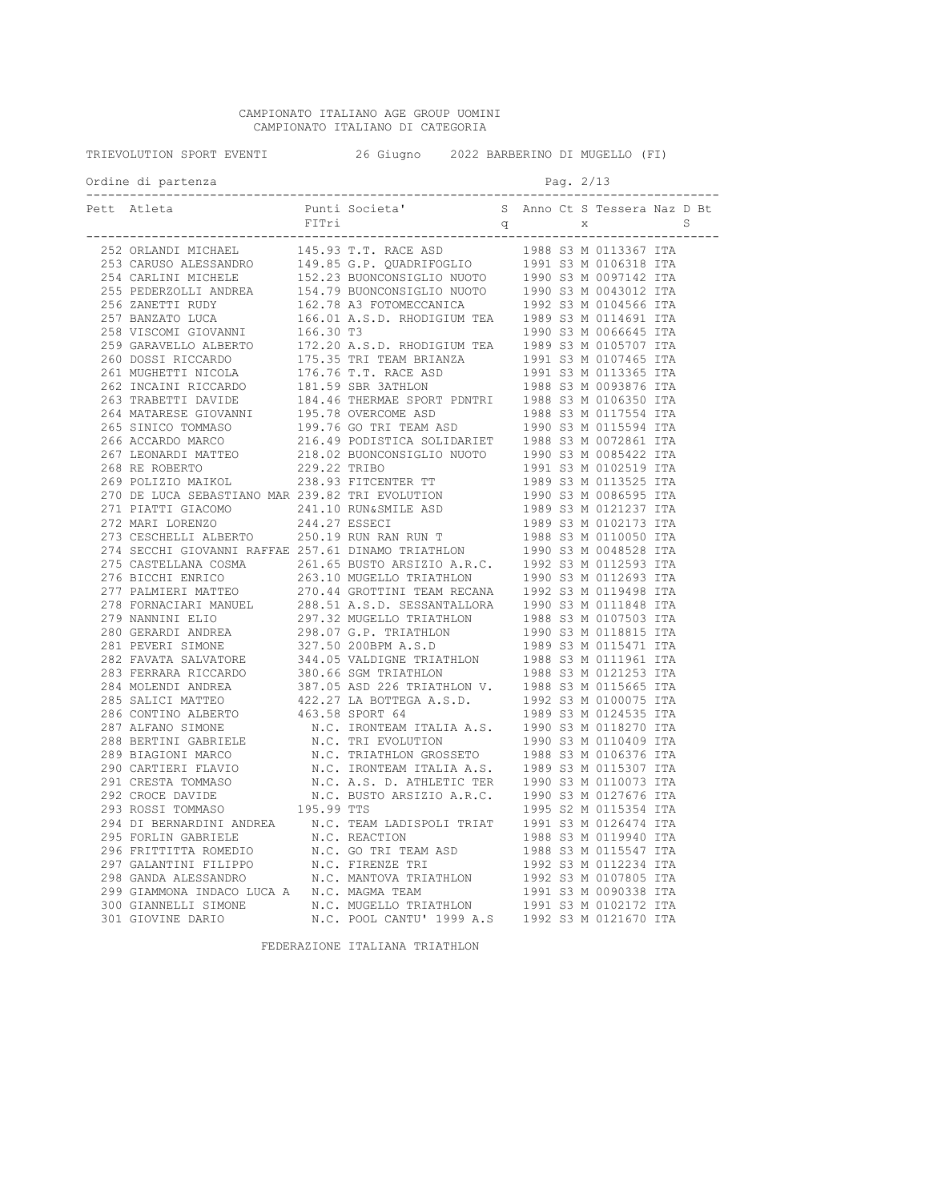CAMPIONATO ITALIANO AGE GROUP UOMINI
CAMPIONATO ITALIANO DI CATEGORIA

TRIEVOLUTION SPORT EVENTI 26 Giugno 2022 BARBERINO DI MUGELLO (FI)

Ordine di partenza

| Pett | Atleta | Punti FITri | Societa' | Sq | Anno | Ct | Sx | Tessera | Naz | D | Bt S |
|---|---|---|---|---|---|---|---|---|---|---|---|
| 252 | ORLANDI MICHAEL | 145.93 | T.T. RACE ASD | | 1988 | S3 | M | 0113367 | ITA | | |
| 253 | CARUSO ALESSANDRO | 149.85 | G.P. QUADRIFOGLIO | | 1991 | S3 | M | 0106318 | ITA | | |
| 254 | CARLINI MICHELE | 152.23 | BUONCONSIGLIO NUOTO | | 1990 | S3 | M | 0097142 | ITA | | |
| 255 | PEDERZOLLI ANDREA | 154.79 | BUONCONSIGLIO NUOTO | | 1990 | S3 | M | 0043012 | ITA | | |
| 256 | ZANETTI RUDY | 162.78 | A3 FOTOMECCANICA | | 1992 | S3 | M | 0104566 | ITA | | |
| 257 | BANZATO LUCA | 166.01 | A.S.D. RHODIGIUM TEA | | 1989 | S3 | M | 0114691 | ITA | | |
| 258 | VISCOMI GIOVANNI | 166.30 | T3 | | 1990 | S3 | M | 0066645 | ITA | | |
| 259 | GARAVELLO ALBERTO | 172.20 | A.S.D. RHODIGIUM TEA | | 1989 | S3 | M | 0105707 | ITA | | |
| 260 | DOSSI RICCARDO | 175.35 | TRI TEAM BRIANZA | | 1991 | S3 | M | 0107465 | ITA | | |
| 261 | MUGHETTI NICOLA | 176.76 | T.T. RACE ASD | | 1991 | S3 | M | 0113365 | ITA | | |
| 262 | INCAINI RICCARDO | 181.59 | SBR 3ATHLON | | 1988 | S3 | M | 0093876 | ITA | | |
| 263 | TRABETTI DAVIDE | 184.46 | THERMAE SPORT PDNTRI | | 1988 | S3 | M | 0106350 | ITA | | |
| 264 | MATARESE GIOVANNI | 195.78 | OVERCOME ASD | | 1988 | S3 | M | 0117554 | ITA | | |
| 265 | SINICO TOMMASO | 199.76 | GO TRI TEAM ASD | | 1990 | S3 | M | 0115594 | ITA | | |
| 266 | ACCARDO MARCO | 216.49 | PODISTICA SOLIDARIET | | 1988 | S3 | M | 0072861 | ITA | | |
| 267 | LEONARDI MATTEO | 218.02 | BUONCONSIGLIO NUOTO | | 1990 | S3 | M | 0085422 | ITA | | |
| 268 | RE ROBERTO | 229.22 | TRIBO | | 1991 | S3 | M | 0102519 | ITA | | |
| 269 | POLIZIO MAIKOL | 238.93 | FITCENTER TT | | 1989 | S3 | M | 0113525 | ITA | | |
| 270 | DE LUCA SEBASTIANO MAR | 239.82 | TRI EVOLUTION | | 1990 | S3 | M | 0086595 | ITA | | |
| 271 | PIATTI GIACOMO | 241.10 | RUN&SMILE ASD | | 1989 | S3 | M | 0121237 | ITA | | |
| 272 | MARI LORENZO | 244.27 | ESSECI | | 1989 | S3 | M | 0102173 | ITA | | |
| 273 | CESCHELLI ALBERTO | 250.19 | RUN RAN RUN T | | 1988 | S3 | M | 0110050 | ITA | | |
| 274 | SECCHI GIOVANNI RAFFAE | 257.61 | DINAMO TRIATHLON | | 1990 | S3 | M | 0048528 | ITA | | |
| 275 | CASTELLANA COSMA | 261.65 | BUSTO ARSIZIO A.R.C. | | 1992 | S3 | M | 0112593 | ITA | | |
| 276 | BICCHI ENRICO | 263.10 | MUGELLO TRIATHLON | | 1990 | S3 | M | 0112693 | ITA | | |
| 277 | PALMIERI MATTEO | 270.44 | GROTTINI TEAM RECANA | | 1992 | S3 | M | 0119498 | ITA | | |
| 278 | FORNACIARI MANUEL | 288.51 | A.S.D. SESSANTALLORA | | 1990 | S3 | M | 0111848 | ITA | | |
| 279 | NANNINI ELIO | 297.32 | MUGELLO TRIATHLON | | 1988 | S3 | M | 0107503 | ITA | | |
| 280 | GERARDI ANDREA | 298.07 | G.P. TRIATHLON | | 1990 | S3 | M | 0118815 | ITA | | |
| 281 | PEVERI SIMONE | 327.50 | 200BPM A.S.D | | 1989 | S3 | M | 0115471 | ITA | | |
| 282 | FAVATA SALVATORE | 344.05 | VALDIGNE TRIATHLON | | 1988 | S3 | M | 0111961 | ITA | | |
| 283 | FERRARA RICCARDO | 380.66 | SGM TRIATHLON | | 1988 | S3 | M | 0121253 | ITA | | |
| 284 | MOLENDI ANDREA | 387.05 | ASD 226 TRIATHLON V. | | 1988 | S3 | M | 0115665 | ITA | | |
| 285 | SALICI MATTEO | 422.27 | LA BOTTEGA A.S.D. | | 1992 | S3 | M | 0100075 | ITA | | |
| 286 | CONTINO ALBERTO | 463.58 | SPORT 64 | | 1989 | S3 | M | 0124535 | ITA | | |
| 287 | ALFANO SIMONE | N.C. | IRONTEAM ITALIA A.S. | | 1990 | S3 | M | 0118270 | ITA | | |
| 288 | BERTINI GABRIELE | N.C. | TRI EVOLUTION | | 1990 | S3 | M | 0110409 | ITA | | |
| 289 | BIAGIONI MARCO | N.C. | TRIATHLON GROSSETO | | 1988 | S3 | M | 0106376 | ITA | | |
| 290 | CARTIERI FLAVIO | N.C. | IRONTEAM ITALIA A.S. | | 1989 | S3 | M | 0115307 | ITA | | |
| 291 | CRESTA TOMMASO | N.C. | A.S. D. ATHLETIC TER | | 1990 | S3 | M | 0110073 | ITA | | |
| 292 | CROCE DAVIDE | N.C. | BUSTO ARSIZIO A.R.C. | | 1990 | S3 | M | 0127676 | ITA | | |
| 293 | ROSSI TOMMASO | 195.99 | TTS | | 1995 | S2 | M | 0115354 | ITA | | |
| 294 | DI BERNARDINI ANDREA | N.C. | TEAM LADISPOLI TRIAT | | 1991 | S3 | M | 0126474 | ITA | | |
| 295 | FORLIN GABRIELE | N.C. | REACTION | | 1988 | S3 | M | 0119940 | ITA | | |
| 296 | FRITTITTA ROMEDIO | N.C. | GO TRI TEAM ASD | | 1988 | S3 | M | 0115547 | ITA | | |
| 297 | GALANTINI FILIPPO | N.C. | FIRENZE TRI | | 1992 | S3 | M | 0112234 | ITA | | |
| 298 | GANDA ALESSANDRO | N.C. | MANTOVA TRIATHLON | | 1992 | S3 | M | 0107805 | ITA | | |
| 299 | GIAMMONA INDACO LUCA A | N.C. | MAGMA TEAM | | 1991 | S3 | M | 0090338 | ITA | | |
| 300 | GIANNELLI SIMONE | N.C. | MUGELLO TRIATHLON | | 1991 | S3 | M | 0102172 | ITA | | |
| 301 | GIOVINE DARIO | N.C. | POOL CANTU' 1999 A.S | | 1992 | S3 | M | 0121670 | ITA | | |

FEDERAZIONE ITALIANA TRIATHLON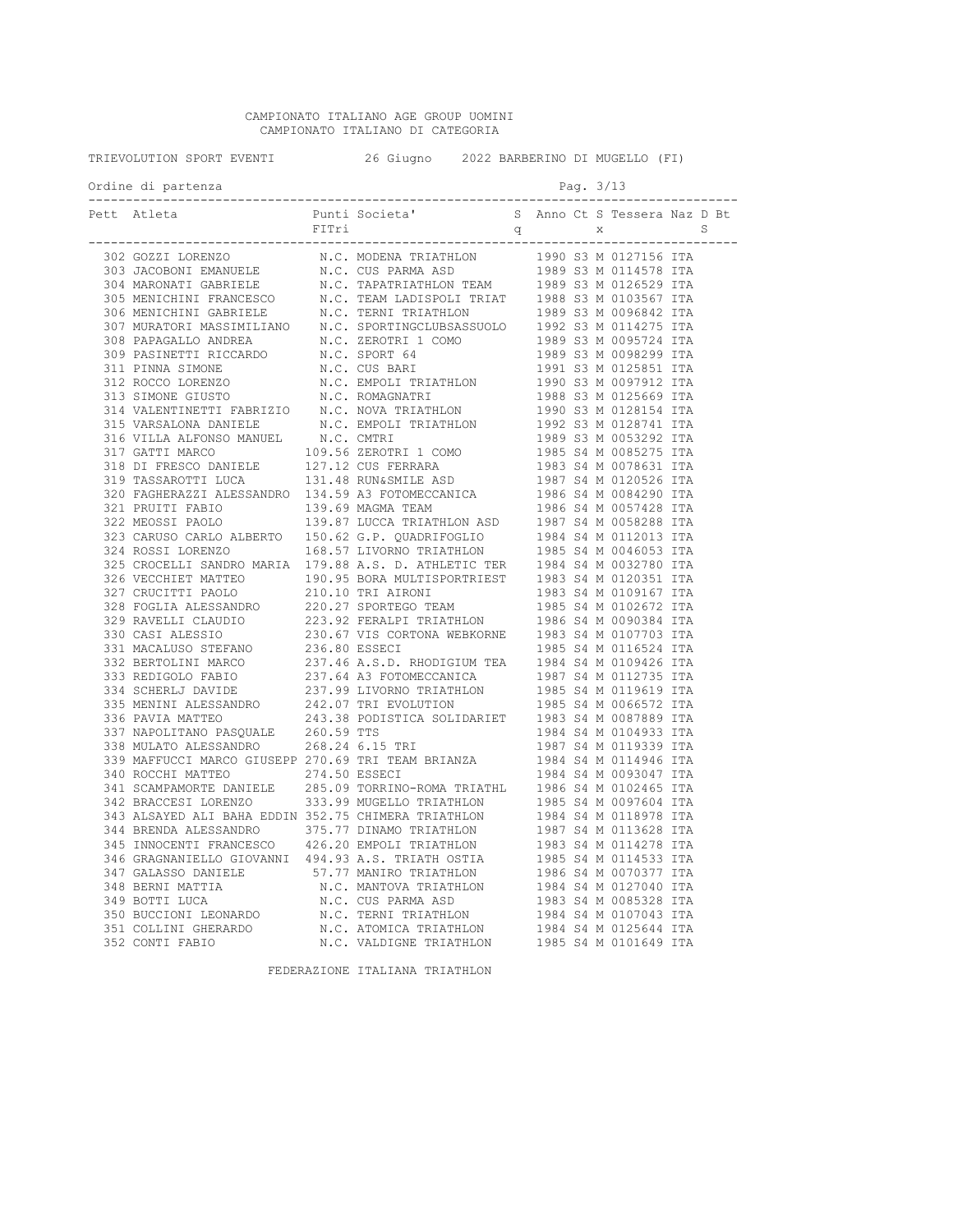CAMPIONATO ITALIANO AGE GROUP UOMINI
CAMPIONATO ITALIANO DI CATEGORIA

TRIEVOLUTION SPORT EVENTI     26 Giugno   2022 BARBERINO DI MUGELLO (FI)

Ordine di partenza

| Pett | Atleta | Punti FITri | Societa' | Sq | Anno | Ct | Sx | Tessera | Naz | D | Bt S |
|---|---|---|---|---|---|---|---|---|---|---|---|
| 302 | GOZZI LORENZO | N.C. | MODENA TRIATHLON | | 1990 | S3 | M | 0127156 | ITA | | |
| 303 | JACOBONI EMANUELE | N.C. | CUS PARMA ASD | | 1989 | S3 | M | 0114578 | ITA | | |
| 304 | MARONATI GABRIELE | N.C. | TAPATRIATHLON TEAM | | 1989 | S3 | M | 0126529 | ITA | | |
| 305 | MENICHINI FRANCESCO | N.C. | TEAM LADISPOLI TRIAT | | 1988 | S3 | M | 0103567 | ITA | | |
| 306 | MENICHINI GABRIELE | N.C. | TERNI TRIATHLON | | 1989 | S3 | M | 0096842 | ITA | | |
| 307 | MURATORI MASSIMILIANO | N.C. | SPORTINGCLUBSASSUOLO | | 1992 | S3 | M | 0114275 | ITA | | |
| 308 | PAPAGALLO ANDREA | N.C. | ZEROTRI 1 COMO | | 1989 | S3 | M | 0095724 | ITA | | |
| 309 | PASINETTI RICCARDO | N.C. | SPORT 64 | | 1989 | S3 | M | 0098299 | ITA | | |
| 311 | PINNA SIMONE | N.C. | CUS BARI | | 1991 | S3 | M | 0125851 | ITA | | |
| 312 | ROCCO LORENZO | N.C. | EMPOLI TRIATHLON | | 1990 | S3 | M | 0097912 | ITA | | |
| 313 | SIMONE GIUSTO | N.C. | ROMAGNATRI | | 1988 | S3 | M | 0125669 | ITA | | |
| 314 | VALENTINETTI FABRIZIO | N.C. | NOVA TRIATHLON | | 1990 | S3 | M | 0128154 | ITA | | |
| 315 | VARSALONA DANIELE | N.C. | EMPOLI TRIATHLON | | 1992 | S3 | M | 0128741 | ITA | | |
| 316 | VILLA ALFONSO MANUEL | N.C. | CMTRI | | 1989 | S3 | M | 0053292 | ITA | | |
| 317 | GATTI MARCO | 109.56 | ZEROTRI 1 COMO | | 1985 | S4 | M | 0085275 | ITA | | |
| 318 | DI FRESCO DANIELE | 127.12 | CUS FERRARA | | 1983 | S4 | M | 0078631 | ITA | | |
| 319 | TASSAROTTI LUCA | 131.48 | RUN&SMILE ASD | | 1987 | S4 | M | 0120526 | ITA | | |
| 320 | FAGHERAZZI ALESSANDRO | 134.59 | A3 FOTOMECCANICA | | 1986 | S4 | M | 0084290 | ITA | | |
| 321 | PRUITI FABIO | 139.69 | MAGMA TEAM | | 1986 | S4 | M | 0057428 | ITA | | |
| 322 | MEOSSI PAOLO | 139.87 | LUCCA TRIATHLON ASD | | 1987 | S4 | M | 0058288 | ITA | | |
| 323 | CARUSO CARLO ALBERTO | 150.62 | G.P. QUADRIFOGLIO | | 1984 | S4 | M | 0112013 | ITA | | |
| 324 | ROSSI LORENZO | 168.57 | LIVORNO TRIATHLON | | 1985 | S4 | M | 0046053 | ITA | | |
| 325 | CROCELLI SANDRO MARIA | 179.88 | A.S. D. ATHLETIC TER | | 1984 | S4 | M | 0032780 | ITA | | |
| 326 | VECCHIET MATTEO | 190.95 | BORA MULTISPORTRIEST | | 1983 | S4 | M | 0120351 | ITA | | |
| 327 | CRUCITTI PAOLO | 210.10 | TRI AIRONI | | 1983 | S4 | M | 0109167 | ITA | | |
| 328 | FOGLIA ALESSANDRO | 220.27 | SPORTEGO TEAM | | 1985 | S4 | M | 0102672 | ITA | | |
| 329 | RAVELLI CLAUDIO | 223.92 | FERALPI TRIATHLON | | 1986 | S4 | M | 0090384 | ITA | | |
| 330 | CASI ALESSIO | 230.67 | VIS CORTONA WEBKORNE | | 1983 | S4 | M | 0107703 | ITA | | |
| 331 | MACALUSO STEFANO | 236.80 | ESSECI | | 1985 | S4 | M | 0116524 | ITA | | |
| 332 | BERTOLINI MARCO | 237.46 | A.S.D. RHODIGIUM TEA | | 1984 | S4 | M | 0109426 | ITA | | |
| 333 | REDIGOLO FABIO | 237.64 | A3 FOTOMECCANICA | | 1987 | S4 | M | 0112735 | ITA | | |
| 334 | SCHERLJ DAVIDE | 237.99 | LIVORNO TRIATHLON | | 1985 | S4 | M | 0119619 | ITA | | |
| 335 | MENINI ALESSANDRO | 242.07 | TRI EVOLUTION | | 1985 | S4 | M | 0066572 | ITA | | |
| 336 | PAVIA MATTEO | 243.38 | PODISTICA SOLIDARIET | | 1983 | S4 | M | 0087889 | ITA | | |
| 337 | NAPOLITANO PASQUALE | 260.59 | TTS | | 1984 | S4 | M | 0104933 | ITA | | |
| 338 | MULATO ALESSANDRO | 268.24 | 6.15 TRI | | 1987 | S4 | M | 0119339 | ITA | | |
| 339 | MAFFUCCI MARCO GIUSEPP | 270.69 | TRI TEAM BRIANZA | | 1984 | S4 | M | 0114946 | ITA | | |
| 340 | ROCCHI MATTEO | 274.50 | ESSECI | | 1984 | S4 | M | 0093047 | ITA | | |
| 341 | SCAMPAMORTE DANIELE | 285.09 | TORRINO-ROMA TRIATHL | | 1986 | S4 | M | 0102465 | ITA | | |
| 342 | BRACCESI LORENZO | 333.99 | MUGELLO TRIATHLON | | 1985 | S4 | M | 0097604 | ITA | | |
| 343 | ALSAYED ALI BAHA EDDIN | 352.75 | CHIMERA TRIATHLON | | 1984 | S4 | M | 0118978 | ITA | | |
| 344 | BRENDA ALESSANDRO | 375.77 | DINAMO TRIATHLON | | 1987 | S4 | M | 0113628 | ITA | | |
| 345 | INNOCENTI FRANCESCO | 426.20 | EMPOLI TRIATHLON | | 1983 | S4 | M | 0114278 | ITA | | |
| 346 | GRAGNANIELLO GIOVANNI | 494.93 | A.S. TRIATH OSTIA | | 1985 | S4 | M | 0114533 | ITA | | |
| 347 | GALASSO DANIELE | 57.77 | MANIRO TRIATHLON | | 1986 | S4 | M | 0070377 | ITA | | |
| 348 | BERNI MATTIA | N.C. | MANTOVA TRIATHLON | | 1984 | S4 | M | 0127040 | ITA | | |
| 349 | BOTTI LUCA | N.C. | CUS PARMA ASD | | 1983 | S4 | M | 0085328 | ITA | | |
| 350 | BUCCIONI LEONARDO | N.C. | TERNI TRIATHLON | | 1984 | S4 | M | 0107043 | ITA | | |
| 351 | COLLINI GHERARDO | N.C. | ATOMICA TRIATHLON | | 1984 | S4 | M | 0125644 | ITA | | |
| 352 | CONTI FABIO | N.C. | VALDIGNE TRIATHLON | | 1985 | S4 | M | 0101649 | ITA | | |

FEDERAZIONE ITALIANA TRIATHLON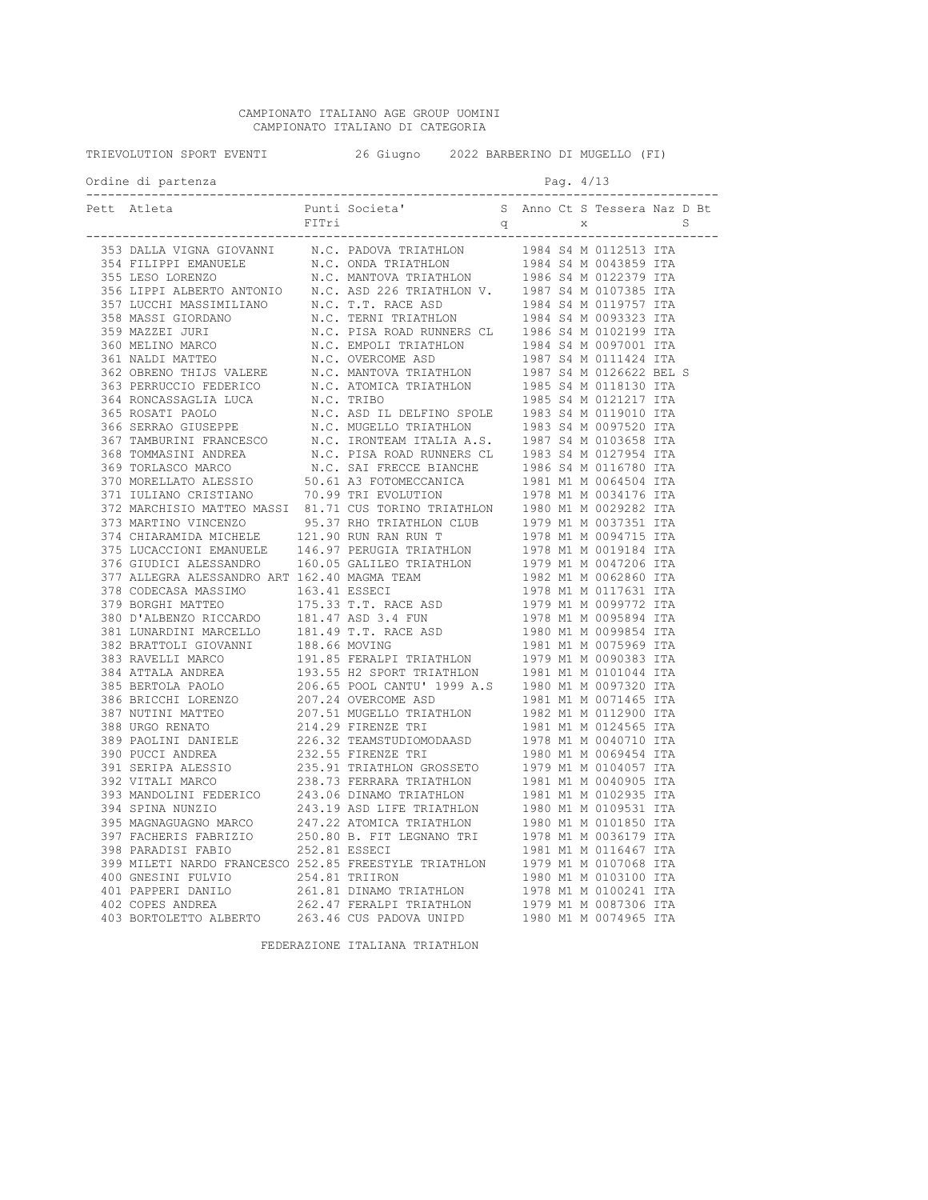CAMPIONATO ITALIANO AGE GROUP UOMINI
CAMPIONATO ITALIANO DI CATEGORIA

TRIEVOLUTION SPORT EVENTI 26 Giugno 2022 BARBERINO DI MUGELLO (FI)

Ordine di partenza

| Pett | Atleta | Punti FITri | Societa' | Sq | Anno | Ct | Sx | Tessera | Naz | D | Bt S |
|---|---|---|---|---|---|---|---|---|---|---|---|
| 353 | DALLA VIGNA GIOVANNI | N.C. | PADOVA TRIATHLON | | 1984 | S4 | M | 0112513 | ITA | | |
| 354 | FILIPPI EMANUELE | N.C. | ONDA TRIATHLON | | 1984 | S4 | M | 0043859 | ITA | | |
| 355 | LESO LORENZO | N.C. | MANTOVA TRIATHLON | | 1986 | S4 | M | 0122379 | ITA | | |
| 356 | LIPPI ALBERTO ANTONIO | N.C. | ASD 226 TRIATHLON V. | | 1987 | S4 | M | 0107385 | ITA | | |
| 357 | LUCCHI MASSIMILIANO | N.C. | T.T. RACE ASD | | 1984 | S4 | M | 0119757 | ITA | | |
| 358 | MASSI GIORDANO | N.C. | TERNI TRIATHLON | | 1984 | S4 | M | 0093323 | ITA | | |
| 359 | MAZZEI JURI | N.C. | PISA ROAD RUNNERS CL | | 1986 | S4 | M | 0102199 | ITA | | |
| 360 | MELINO MARCO | N.C. | EMPOLI TRIATHLON | | 1984 | S4 | M | 0097001 | ITA | | |
| 361 | NALDI MATTEO | N.C. | OVERCOME ASD | | 1987 | S4 | M | 0111424 | ITA | | |
| 362 | OBRENO THIJS VALERE | N.C. | MANTOVA TRIATHLON | | 1987 | S4 | M | 0126622 | BEL | S | |
| 363 | PERRUCCIO FEDERICO | N.C. | ATOMICA TRIATHLON | | 1985 | S4 | M | 0118130 | ITA | | |
| 364 | RONCASSAGLIA LUCA | N.C. | TRIBO | | 1985 | S4 | M | 0121217 | ITA | | |
| 365 | ROSATI PAOLO | N.C. | ASD IL DELFINO SPOLE | | 1983 | S4 | M | 0119010 | ITA | | |
| 366 | SERRAO GIUSEPPE | N.C. | MUGELLO TRIATHLON | | 1983 | S4 | M | 0097520 | ITA | | |
| 367 | TAMBURINI FRANCESCO | N.C. | IRONTEAM ITALIA A.S. | | 1987 | S4 | M | 0103658 | ITA | | |
| 368 | TOMMASINI ANDREA | N.C. | PISA ROAD RUNNERS CL | | 1983 | S4 | M | 0127954 | ITA | | |
| 369 | TORLASCO MARCO | N.C. | SAI FRECCE BIANCHE | | 1986 | S4 | M | 0116780 | ITA | | |
| 370 | MORELLATO ALESSIO | 50.61 | A3 FOTOMECCANICA | | 1981 | M1 | M | 0064504 | ITA | | |
| 371 | IULIANO CRISTIANO | 70.99 | TRI EVOLUTION | | 1978 | M1 | M | 0034176 | ITA | | |
| 372 | MARCHISIO MATTEO MASSI | 81.71 | CUS TORINO TRIATHLON | | 1980 | M1 | M | 0029282 | ITA | | |
| 373 | MARTINO VINCENZO | 95.37 | RHO TRIATHLON CLUB | | 1979 | M1 | M | 0037351 | ITA | | |
| 374 | CHIARAMIDA MICHELE | 121.90 | RUN RAN RUN T | | 1978 | M1 | M | 0094715 | ITA | | |
| 375 | LUCACCIONI EMANUELE | 146.97 | PERUGIA TRIATHLON | | 1978 | M1 | M | 0019184 | ITA | | |
| 376 | GIUDICI ALESSANDRO | 160.05 | GALILEO TRIATHLON | | 1979 | M1 | M | 0047206 | ITA | | |
| 377 | ALLEGRA ALESSANDRO ART | 162.40 | MAGMA TEAM | | 1982 | M1 | M | 0062860 | ITA | | |
| 378 | CODECASA MASSIMO | 163.41 | ESSECI | | 1978 | M1 | M | 0117631 | ITA | | |
| 379 | BORGHI MATTEO | 175.33 | T.T. RACE ASD | | 1979 | M1 | M | 0099772 | ITA | | |
| 380 | D'ALBENZO RICCARDO | 181.47 | ASD 3.4 FUN | | 1978 | M1 | M | 0095894 | ITA | | |
| 381 | LUNARDINI MARCELLO | 181.49 | T.T. RACE ASD | | 1980 | M1 | M | 0099854 | ITA | | |
| 382 | BRATTOLI GIOVANNI | 188.66 | MOVING | | 1981 | M1 | M | 0075969 | ITA | | |
| 383 | RAVELLI MARCO | 191.85 | FERALPI TRIATHLON | | 1979 | M1 | M | 0090383 | ITA | | |
| 384 | ATTALA ANDREA | 193.55 | H2 SPORT TRIATHLON | | 1981 | M1 | M | 0101044 | ITA | | |
| 385 | BERTOLA PAOLO | 206.65 | POOL CANTU' 1999 A.S | | 1980 | M1 | M | 0097320 | ITA | | |
| 386 | BRICCHI LORENZO | 207.24 | OVERCOME ASD | | 1981 | M1 | M | 0071465 | ITA | | |
| 387 | NUTINI MATTEO | 207.51 | MUGELLO TRIATHLON | | 1982 | M1 | M | 0112900 | ITA | | |
| 388 | URGO RENATO | 214.29 | FIRENZE TRI | | 1981 | M1 | M | 0124565 | ITA | | |
| 389 | PAOLINI DANIELE | 226.32 | TEAMSTUDIOMODAASD | | 1978 | M1 | M | 0040710 | ITA | | |
| 390 | PUCCI ANDREA | 232.55 | FIRENZE TRI | | 1980 | M1 | M | 0069454 | ITA | | |
| 391 | SERIPA ALESSIO | 235.91 | TRIATHLON GROSSETO | | 1979 | M1 | M | 0104057 | ITA | | |
| 392 | VITALI MARCO | 238.73 | FERRARA TRIATHLON | | 1981 | M1 | M | 0040905 | ITA | | |
| 393 | MANDOLINI FEDERICO | 243.06 | DINAMO TRIATHLON | | 1981 | M1 | M | 0102935 | ITA | | |
| 394 | SPINA NUNZIO | 243.19 | ASD LIFE TRIATHLON | | 1980 | M1 | M | 0109531 | ITA | | |
| 395 | MAGNAGUAGNO MARCO | 247.22 | ATOMICA TRIATHLON | | 1980 | M1 | M | 0101850 | ITA | | |
| 397 | FACHERIS FABRIZIO | 250.80 | B. FIT LEGNANO TRI | | 1978 | M1 | M | 0036179 | ITA | | |
| 398 | PARADISI FABIO | 252.81 | ESSECI | | 1981 | M1 | M | 0116467 | ITA | | |
| 399 | MILETI NARDO FRANCESCO | 252.85 | FREESTYLE TRIATHLON | | 1979 | M1 | M | 0107068 | ITA | | |
| 400 | GNESINI FULVIO | 254.81 | TRIIRON | | 1980 | M1 | M | 0103100 | ITA | | |
| 401 | PAPPERI DANILO | 261.81 | DINAMO TRIATHLON | | 1978 | M1 | M | 0100241 | ITA | | |
| 402 | COPES ANDREA | 262.47 | FERALPI TRIATHLON | | 1979 | M1 | M | 0087306 | ITA | | |
| 403 | BORTOLETTO ALBERTO | 263.46 | CUS PADOVA UNIPD | | 1980 | M1 | M | 0074965 | ITA | | |

FEDERAZIONE ITALIANA TRIATHLON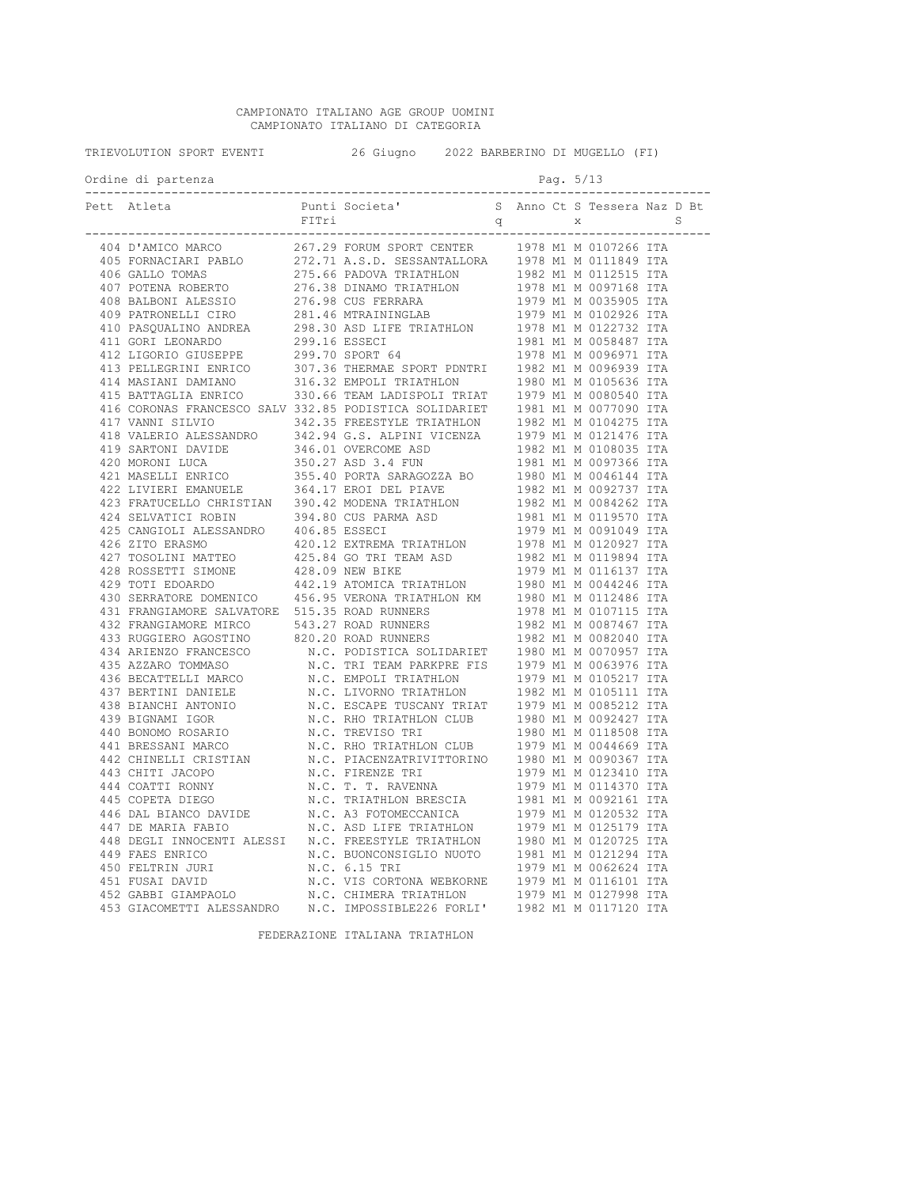CAMPIONATO ITALIANO AGE GROUP UOMINI
CAMPIONATO ITALIANO DI CATEGORIA

TRIEVOLUTION SPORT EVENTI 26 Giugno 2022 BARBERINO DI MUGELLO (FI)

Ordine di partenza

| Pett | Atleta | Punti FITri | Societa' | Sq | Anno | Ct | Sx | Tessera | Naz | D | Bt S |
|---|---|---|---|---|---|---|---|---|---|---|---|
| 404 | D'AMICO MARCO | 267.29 | FORUM SPORT CENTER | | 1978 | M1 | M | 0107266 | ITA | | |
| 405 | FORNACIARI PABLO | 272.71 | A.S.D. SESSANTALLORA | | 1978 | M1 | M | 0111849 | ITA | | |
| 406 | GALLO TOMAS | 275.66 | PADOVA TRIATHLON | | 1982 | M1 | M | 0112515 | ITA | | |
| 407 | POTENA ROBERTO | 276.38 | DINAMO TRIATHLON | | 1978 | M1 | M | 0097168 | ITA | | |
| 408 | BALBONI ALESSIO | 276.98 | CUS FERRARA | | 1979 | M1 | M | 0035905 | ITA | | |
| 409 | PATRONELLI CIRO | 281.46 | MTRAININGLAB | | 1979 | M1 | M | 0102926 | ITA | | |
| 410 | PASQUALINO ANDREA | 298.30 | ASD LIFE TRIATHLON | | 1978 | M1 | M | 0122732 | ITA | | |
| 411 | GORI LEONARDO | 299.16 | ESSECI | | 1981 | M1 | M | 0058487 | ITA | | |
| 412 | LIGORIO GIUSEPPE | 299.70 | SPORT 64 | | 1978 | M1 | M | 0096971 | ITA | | |
| 413 | PELLEGRINI ENRICO | 307.36 | THERMAE SPORT PDNTRI | | 1982 | M1 | M | 0096939 | ITA | | |
| 414 | MASIANI DAMIANO | 316.32 | EMPOLI TRIATHLON | | 1980 | M1 | M | 0105636 | ITA | | |
| 415 | BATTAGLIA ENRICO | 330.66 | TEAM LADISPOLI TRIAT | | 1979 | M1 | M | 0080540 | ITA | | |
| 416 | CORONAS FRANCESCO SALV | 332.85 | PODISTICA SOLIDARIET | | 1981 | M1 | M | 0077090 | ITA | | |
| 417 | VANNI SILVIO | 342.35 | FREESTYLE TRIATHLON | | 1982 | M1 | M | 0104275 | ITA | | |
| 418 | VALERIO ALESSANDRO | 342.94 | G.S. ALPINI VICENZA | | 1979 | M1 | M | 0121476 | ITA | | |
| 419 | SARTONI DAVIDE | 346.01 | OVERCOME ASD | | 1982 | M1 | M | 0108035 | ITA | | |
| 420 | MORONI LUCA | 350.27 | ASD 3.4 FUN | | 1981 | M1 | M | 0097366 | ITA | | |
| 421 | MASELLI ENRICO | 355.40 | PORTA SARAGOZZA BO | | 1980 | M1 | M | 0046144 | ITA | | |
| 422 | LIVIERI EMANUELE | 364.17 | EROI DEL PIAVE | | 1982 | M1 | M | 0092737 | ITA | | |
| 423 | FRATUCELLO CHRISTIAN | 390.42 | MODENA TRIATHLON | | 1982 | M1 | M | 0084262 | ITA | | |
| 424 | SELVATICI ROBIN | 394.80 | CUS PARMA ASD | | 1981 | M1 | M | 0119570 | ITA | | |
| 425 | CANGIOLI ALESSANDRO | 406.85 | ESSECI | | 1979 | M1 | M | 0091049 | ITA | | |
| 426 | ZITO ERASMO | 420.12 | EXTREMA TRIATHLON | | 1978 | M1 | M | 0120927 | ITA | | |
| 427 | TOSOLINI MATTEO | 425.84 | GO TRI TEAM ASD | | 1982 | M1 | M | 0119894 | ITA | | |
| 428 | ROSSETTI SIMONE | 428.09 | NEW BIKE | | 1979 | M1 | M | 0116137 | ITA | | |
| 429 | TOTI EDOARDO | 442.19 | ATOMICA TRIATHLON | | 1980 | M1 | M | 0044246 | ITA | | |
| 430 | SERRATORE DOMENICO | 456.95 | VERONA TRIATHLON KM | | 1980 | M1 | M | 0112486 | ITA | | |
| 431 | FRANGIAMORE SALVATORE | 515.35 | ROAD RUNNERS | | 1978 | M1 | M | 0107115 | ITA | | |
| 432 | FRANGIAMORE MIRCO | 543.27 | ROAD RUNNERS | | 1982 | M1 | M | 0087467 | ITA | | |
| 433 | RUGGIERO AGOSTINO | 820.20 | ROAD RUNNERS | | 1982 | M1 | M | 0082040 | ITA | | |
| 434 | ARIENZO FRANCESCO | N.C. | PODISTICA SOLIDARIET | | 1980 | M1 | M | 0070957 | ITA | | |
| 435 | AZZARO TOMMASO | N.C. | TRI TEAM PARKPRE FIS | | 1979 | M1 | M | 0063976 | ITA | | |
| 436 | BECATTELLI MARCO | N.C. | EMPOLI TRIATHLON | | 1979 | M1 | M | 0105217 | ITA | | |
| 437 | BERTINI DANIELE | N.C. | LIVORNO TRIATHLON | | 1982 | M1 | M | 0105111 | ITA | | |
| 438 | BIANCHI ANTONIO | N.C. | ESCAPE TUSCANY TRIAT | | 1979 | M1 | M | 0085212 | ITA | | |
| 439 | BIGNAMI IGOR | N.C. | RHO TRIATHLON CLUB | | 1980 | M1 | M | 0092427 | ITA | | |
| 440 | BONOMO ROSARIO | N.C. | TREVISO TRI | | 1980 | M1 | M | 0118508 | ITA | | |
| 441 | BRESSANI MARCO | N.C. | RHO TRIATHLON CLUB | | 1979 | M1 | M | 0044669 | ITA | | |
| 442 | CHINELLI CRISTIAN | N.C. | PIACENZATRIVITTORINO | | 1980 | M1 | M | 0090367 | ITA | | |
| 443 | CHITI JACOPO | N.C. | FIRENZE TRI | | 1979 | M1 | M | 0123410 | ITA | | |
| 444 | COATTI RONNY | N.C. | T. T. RAVENNA | | 1979 | M1 | M | 0114370 | ITA | | |
| 445 | COPETA DIEGO | N.C. | TRIATHLON BRESCIA | | 1981 | M1 | M | 0092161 | ITA | | |
| 446 | DAL BIANCO DAVIDE | N.C. | A3 FOTOMECCANICA | | 1979 | M1 | M | 0120532 | ITA | | |
| 447 | DE MARIA FABIO | N.C. | ASD LIFE TRIATHLON | | 1979 | M1 | M | 0125179 | ITA | | |
| 448 | DEGLI INNOCENTI ALESSI | N.C. | FREESTYLE TRIATHLON | | 1980 | M1 | M | 0120725 | ITA | | |
| 449 | FAES ENRICO | N.C. | BUONCONSIGLIO NUOTO | | 1981 | M1 | M | 0121294 | ITA | | |
| 450 | FELTRIN JURI | N.C. | 6.15 TRI | | 1979 | M1 | M | 0062624 | ITA | | |
| 451 | FUSAI DAVID | N.C. | VIS CORTONA WEBKORNE | | 1979 | M1 | M | 0116101 | ITA | | |
| 452 | GABBI GIAMPAOLO | N.C. | CHIMERA TRIATHLON | | 1979 | M1 | M | 0127998 | ITA | | |
| 453 | GIACOMETTI ALESSANDRO | N.C. | IMPOSSIBLE226 FORLI' | | 1982 | M1 | M | 0117120 | ITA | | |

FEDERAZIONE ITALIANA TRIATHLON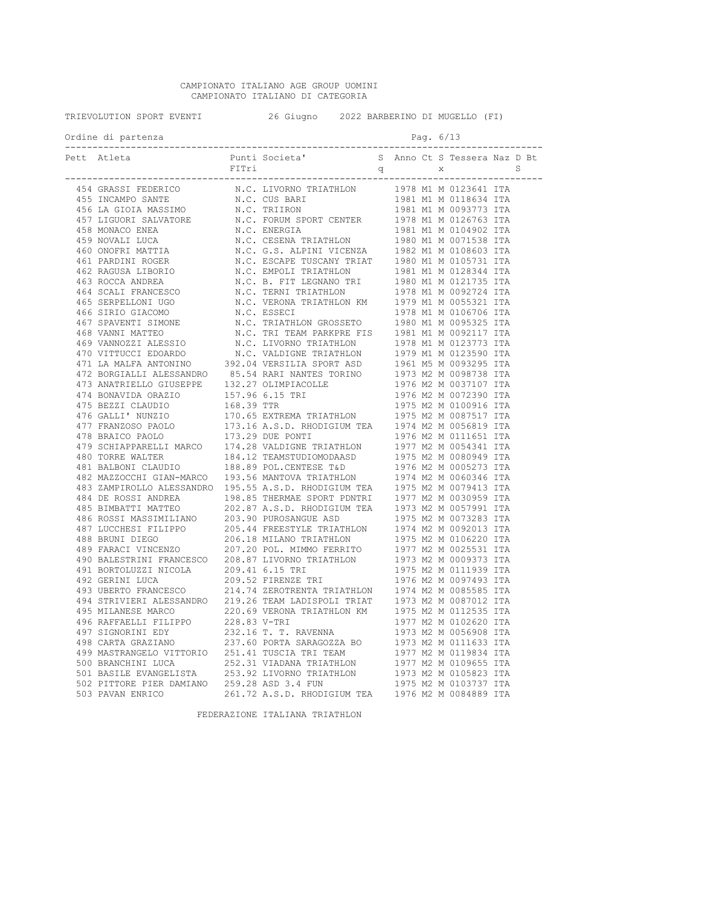CAMPIONATO ITALIANO AGE GROUP UOMINI
CAMPIONATO ITALIANO DI CATEGORIA

TRIEVOLUTION SPORT EVENTI 26 Giugno 2022 BARBERINO DI MUGELLO (FI)

Ordine di partenza

| Pett | Atleta | Punti FITri | Societa' | Sq | Anno | Ct | Sx | Tessera | Naz | D | Bt S |
|---|---|---|---|---|---|---|---|---|---|---|---|
| 454 | GRASSI FEDERICO | N.C. | LIVORNO TRIATHLON | | 1978 | M1 | M | 0123641 | ITA | | |
| 455 | INCAMPO SANTE | N.C. | CUS BARI | | 1981 | M1 | M | 0118634 | ITA | | |
| 456 | LA GIOIA MASSIMO | N.C. | TRIIRON | | 1981 | M1 | M | 0093773 | ITA | | |
| 457 | LIGUORI SALVATORE | N.C. | FORUM SPORT CENTER | | 1978 | M1 | M | 0126763 | ITA | | |
| 458 | MONACO ENEA | N.C. | ENERGIA | | 1981 | M1 | M | 0104902 | ITA | | |
| 459 | NOVALI LUCA | N.C. | CESENA TRIATHLON | | 1980 | M1 | M | 0071538 | ITA | | |
| 460 | ONOFRI MATTIA | N.C. | G.S. ALPINI VICENZA | | 1982 | M1 | M | 0108603 | ITA | | |
| 461 | PARDINI ROGER | N.C. | ESCAPE TUSCANY TRIAT | | 1980 | M1 | M | 0105731 | ITA | | |
| 462 | RAGUSA LIBORIO | N.C. | EMPOLI TRIATHLON | | 1981 | M1 | M | 0128344 | ITA | | |
| 463 | ROCCA ANDREA | N.C. | B. FIT LEGNANO TRI | | 1980 | M1 | M | 0121735 | ITA | | |
| 464 | SCALI FRANCESCO | N.C. | TERNI TRIATHLON | | 1978 | M1 | M | 0092724 | ITA | | |
| 465 | SERPELLONI UGO | N.C. | VERONA TRIATHLON KM | | 1979 | M1 | M | 0055321 | ITA | | |
| 466 | SIRIO GIACOMO | N.C. | ESSECI | | 1978 | M1 | M | 0106706 | ITA | | |
| 467 | SPAVENTI SIMONE | N.C. | TRIATHLON GROSSETO | | 1980 | M1 | M | 0095325 | ITA | | |
| 468 | VANNI MATTEO | N.C. | TRI TEAM PARKPRE FIS | | 1981 | M1 | M | 0092117 | ITA | | |
| 469 | VANNOZZI ALESSIO | N.C. | LIVORNO TRIATHLON | | 1978 | M1 | M | 0123773 | ITA | | |
| 470 | VITTUCCI EDOARDO | N.C. | VALDIGNE TRIATHLON | | 1979 | M1 | M | 0123590 | ITA | | |
| 471 | LA MALFA ANTONINO | 392.04 | VERSILIA SPORT ASD | | 1961 | M5 | M | 0093295 | ITA | | |
| 472 | BORGIALLI ALESSANDRO | 85.54 | RARI NANTES TORINO | | 1973 | M2 | M | 0098738 | ITA | | |
| 473 | ANATRIELLO GIUSEPPE | 132.27 | OLIMPIACOLLE | | 1976 | M2 | M | 0037107 | ITA | | |
| 474 | BONAVIDA ORAZIO | 157.96 | 6.15 TRI | | 1976 | M2 | M | 0072390 | ITA | | |
| 475 | BEZZI CLAUDIO | 168.39 | TTR | | 1975 | M2 | M | 0100916 | ITA | | |
| 476 | GALLI' NUNZIO | 170.65 | EXTREMA TRIATHLON | | 1975 | M2 | M | 0087517 | ITA | | |
| 477 | FRANZOSO PAOLO | 173.16 | A.S.D. RHODIGIUM TEA | | 1974 | M2 | M | 0056819 | ITA | | |
| 478 | BRAICO PAOLO | 173.29 | DUE PONTI | | 1976 | M2 | M | 0111651 | ITA | | |
| 479 | SCHIAPPARELLI MARCO | 174.28 | VALDIGNE TRIATHLON | | 1977 | M2 | M | 0054341 | ITA | | |
| 480 | TORRE WALTER | 184.12 | TEAMSTUDIOMODAASD | | 1975 | M2 | M | 0080949 | ITA | | |
| 481 | BALBONI CLAUDIO | 188.89 | POL.CENTESE T&D | | 1976 | M2 | M | 0005273 | ITA | | |
| 482 | MAZZOCCHI GIAN-MARCO | 193.56 | MANTOVA TRIATHLON | | 1974 | M2 | M | 0060346 | ITA | | |
| 483 | ZAMPIROLLO ALESSANDRO | 195.55 | A.S.D. RHODIGIUM TEA | | 1975 | M2 | M | 0079413 | ITA | | |
| 484 | DE ROSSI ANDREA | 198.85 | THERMAE SPORT PDNTRI | | 1977 | M2 | M | 0030959 | ITA | | |
| 485 | BIMBATTI MATTEO | 202.87 | A.S.D. RHODIGIUM TEA | | 1973 | M2 | M | 0057991 | ITA | | |
| 486 | ROSSI MASSIMILIANO | 203.90 | PUROSANGUE ASD | | 1975 | M2 | M | 0073283 | ITA | | |
| 487 | LUCCHESI FILIPPO | 205.44 | FREESTYLE TRIATHLON | | 1974 | M2 | M | 0092013 | ITA | | |
| 488 | BRUNI DIEGO | 206.18 | MILANO TRIATHLON | | 1975 | M2 | M | 0106220 | ITA | | |
| 489 | FARACI VINCENZO | 207.20 | POL. MIMMO FERRITO | | 1977 | M2 | M | 0025531 | ITA | | |
| 490 | BALESTRINI FRANCESCO | 208.87 | LIVORNO TRIATHLON | | 1973 | M2 | M | 0009373 | ITA | | |
| 491 | BORTOLUZZI NICOLA | 209.41 | 6.15 TRI | | 1975 | M2 | M | 0111939 | ITA | | |
| 492 | GERINI LUCA | 209.52 | FIRENZE TRI | | 1976 | M2 | M | 0097493 | ITA | | |
| 493 | UBERTO FRANCESCO | 214.74 | ZEROTRENTA TRIATHLON | | 1974 | M2 | M | 0085585 | ITA | | |
| 494 | STRIVIERI ALESSANDRO | 219.26 | TEAM LADISPOLI TRIAT | | 1973 | M2 | M | 0087012 | ITA | | |
| 495 | MILANESE MARCO | 220.69 | VERONA TRIATHLON KM | | 1975 | M2 | M | 0112535 | ITA | | |
| 496 | RAFFAELLI FILIPPO | 228.83 | V-TRI | | 1977 | M2 | M | 0102620 | ITA | | |
| 497 | SIGNORINI EDY | 232.16 | T. T. RAVENNA | | 1973 | M2 | M | 0056908 | ITA | | |
| 498 | CARTA GRAZIANO | 237.60 | PORTA SARAGOZZA BO | | 1973 | M2 | M | 0111633 | ITA | | |
| 499 | MASTRANGELO VITTORIO | 251.41 | TUSCIA TRI TEAM | | 1977 | M2 | M | 0119834 | ITA | | |
| 500 | BRANCHINI LUCA | 252.31 | VIADANA TRIATHLON | | 1977 | M2 | M | 0109655 | ITA | | |
| 501 | BASILE EVANGELISTA | 253.92 | LIVORNO TRIATHLON | | 1973 | M2 | M | 0105823 | ITA | | |
| 502 | PITTORE PIER DAMIANO | 259.28 | ASD 3.4 FUN | | 1975 | M2 | M | 0103737 | ITA | | |
| 503 | PAVAN ENRICO | 261.72 | A.S.D. RHODIGIUM TEA | | 1976 | M2 | M | 0084889 | ITA | | |

FEDERAZIONE ITALIANA TRIATHLON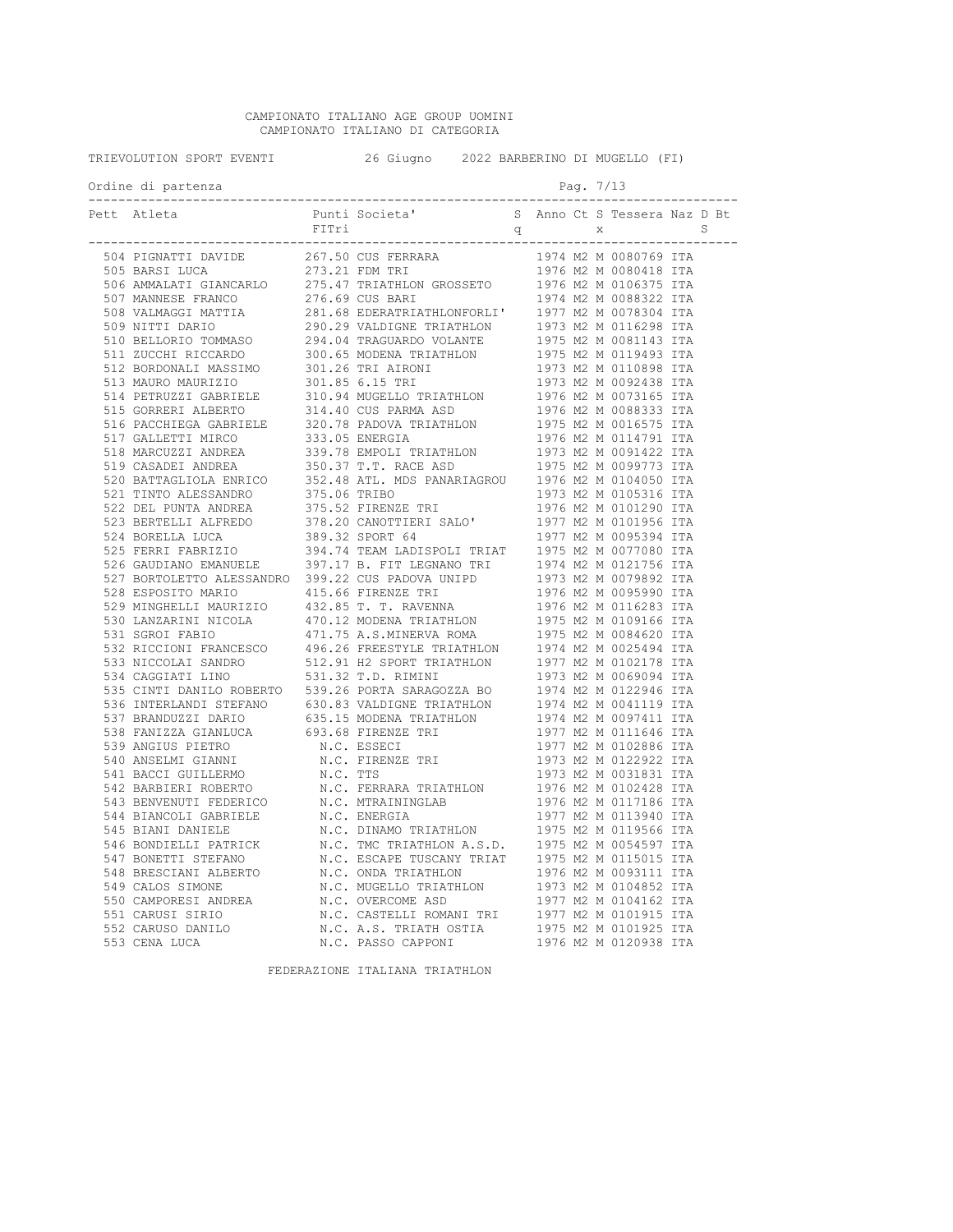CAMPIONATO ITALIANO AGE GROUP UOMINI
CAMPIONATO ITALIANO DI CATEGORIA

TRIEVOLUTION SPORT EVENTI 26 Giugno 2022 BARBERINO DI MUGELLO (FI)

Ordine di partenza

| Pett | Atleta | Punti FITri | Societa' | Sq | Anno | Ct | Sx | Tessera | Naz | D | Bt S |
|---|---|---|---|---|---|---|---|---|---|---|---|
| 504 | PIGNATTI DAVIDE | 267.50 | CUS FERRARA | | 1974 | M2 | M | 0080769 | ITA | | |
| 505 | BARSI LUCA | 273.21 | FDM TRI | | 1976 | M2 | M | 0080418 | ITA | | |
| 506 | AMMALATI GIANCARLO | 275.47 | TRIATHLON GROSSETO | | 1976 | M2 | M | 0106375 | ITA | | |
| 507 | MANNESE FRANCO | 276.69 | CUS BARI | | 1974 | M2 | M | 0088322 | ITA | | |
| 508 | VALMAGGI MATTIA | 281.68 | EDERATRIATHLONFORLI' | | 1977 | M2 | M | 0078304 | ITA | | |
| 509 | NITTI DARIO | 290.29 | VALDIGNE TRIATHLON | | 1973 | M2 | M | 0116298 | ITA | | |
| 510 | BELLORIO TOMMASO | 294.04 | TRAGUARDO VOLANTE | | 1975 | M2 | M | 0081143 | ITA | | |
| 511 | ZUCCHI RICCARDO | 300.65 | MODENA TRIATHLON | | 1975 | M2 | M | 0119493 | ITA | | |
| 512 | BORDONALI MASSIMO | 301.26 | TRI AIRONI | | 1973 | M2 | M | 0110898 | ITA | | |
| 513 | MAURO MAURIZIO | 301.85 | 6.15 TRI | | 1973 | M2 | M | 0092438 | ITA | | |
| 514 | PETRUZZI GABRIELE | 310.94 | MUGELLO TRIATHLON | | 1976 | M2 | M | 0073165 | ITA | | |
| 515 | GORRERI ALBERTO | 314.40 | CUS PARMA ASD | | 1976 | M2 | M | 0088333 | ITA | | |
| 516 | PACCHIEGA GABRIELE | 320.78 | PADOVA TRIATHLON | | 1975 | M2 | M | 0016575 | ITA | | |
| 517 | GALLETTI MIRCO | 333.05 | ENERGIA | | 1976 | M2 | M | 0114791 | ITA | | |
| 518 | MARCUZZI ANDREA | 339.78 | EMPOLI TRIATHLON | | 1973 | M2 | M | 0091422 | ITA | | |
| 519 | CASADEI ANDREA | 350.37 | T.T. RACE ASD | | 1975 | M2 | M | 0099773 | ITA | | |
| 520 | BATTAGLIOLA ENRICO | 352.48 | ATL. MDS PANARIAGROU | | 1976 | M2 | M | 0104050 | ITA | | |
| 521 | TINTO ALESSANDRO | 375.06 | TRIBO | | 1973 | M2 | M | 0105316 | ITA | | |
| 522 | DEL PUNTA ANDREA | 375.52 | FIRENZE TRI | | 1976 | M2 | M | 0101290 | ITA | | |
| 523 | BERTELLI ALFREDO | 378.20 | CANOTTIERI SALO' | | 1977 | M2 | M | 0101956 | ITA | | |
| 524 | BORELLA LUCA | 389.32 | SPORT 64 | | 1977 | M2 | M | 0095394 | ITA | | |
| 525 | FERRI FABRIZIO | 394.74 | TEAM LADISPOLI TRIAT | | 1975 | M2 | M | 0077080 | ITA | | |
| 526 | GAUDIANO EMANUELE | 397.17 | B. FIT LEGNANO TRI | | 1974 | M2 | M | 0121756 | ITA | | |
| 527 | BORTOLETTO ALESSANDRO | 399.22 | CUS PADOVA UNIPD | | 1973 | M2 | M | 0079892 | ITA | | |
| 528 | ESPOSITO MARIO | 415.66 | FIRENZE TRI | | 1976 | M2 | M | 0095990 | ITA | | |
| 529 | MINGHELLI MAURIZIO | 432.85 | T. T. RAVENNA | | 1976 | M2 | M | 0116283 | ITA | | |
| 530 | LANZARINI NICOLA | 470.12 | MODENA TRIATHLON | | 1975 | M2 | M | 0109166 | ITA | | |
| 531 | SGROI FABIO | 471.75 | A.S.MINERVA ROMA | | 1975 | M2 | M | 0084620 | ITA | | |
| 532 | RICCIONI FRANCESCO | 496.26 | FREESTYLE TRIATHLON | | 1974 | M2 | M | 0025494 | ITA | | |
| 533 | NICCOLAI SANDRO | 512.91 | H2 SPORT TRIATHLON | | 1977 | M2 | M | 0102178 | ITA | | |
| 534 | CAGGIATI LINO | 531.32 | T.D. RIMINI | | 1973 | M2 | M | 0069094 | ITA | | |
| 535 | CINTI DANILO ROBERTO | 539.26 | PORTA SARAGOZZA BO | | 1974 | M2 | M | 0122946 | ITA | | |
| 536 | INTERLANDI STEFANO | 630.83 | VALDIGNE TRIATHLON | | 1974 | M2 | M | 0041119 | ITA | | |
| 537 | BRANDUZZI DARIO | 635.15 | MODENA TRIATHLON | | 1974 | M2 | M | 0097411 | ITA | | |
| 538 | FANIZZA GIANLUCA | 693.68 | FIRENZE TRI | | 1977 | M2 | M | 0111646 | ITA | | |
| 539 | ANGIUS PIETRO | N.C. | ESSECI | | 1977 | M2 | M | 0102886 | ITA | | |
| 540 | ANSELMI GIANNI | N.C. | FIRENZE TRI | | 1973 | M2 | M | 0122922 | ITA | | |
| 541 | BACCI GUILLERMO | N.C. | TTS | | 1973 | M2 | M | 0031831 | ITA | | |
| 542 | BARBIERI ROBERTO | N.C. | FERRARA TRIATHLON | | 1976 | M2 | M | 0102428 | ITA | | |
| 543 | BENVENUTI FEDERICO | N.C. | MTRAININGLAB | | 1976 | M2 | M | 0117186 | ITA | | |
| 544 | BIANCOLI GABRIELE | N.C. | ENERGIA | | 1977 | M2 | M | 0113940 | ITA | | |
| 545 | BIANI DANIELE | N.C. | DINAMO TRIATHLON | | 1975 | M2 | M | 0119566 | ITA | | |
| 546 | BONDIELLI PATRICK | N.C. | TMC TRIATHLON A.S.D. | | 1975 | M2 | M | 0054597 | ITA | | |
| 547 | BONETTI STEFANO | N.C. | ESCAPE TUSCANY TRIAT | | 1975 | M2 | M | 0115015 | ITA | | |
| 548 | BRESCIANI ALBERTO | N.C. | ONDA TRIATHLON | | 1976 | M2 | M | 0093111 | ITA | | |
| 549 | CALOS SIMONE | N.C. | MUGELLO TRIATHLON | | 1973 | M2 | M | 0104852 | ITA | | |
| 550 | CAMPORESI ANDREA | N.C. | OVERCOME ASD | | 1977 | M2 | M | 0104162 | ITA | | |
| 551 | CARUSI SIRIO | N.C. | CASTELLI ROMANI TRI | | 1977 | M2 | M | 0101915 | ITA | | |
| 552 | CARUSO DANILO | N.C. | A.S. TRIATH OSTIA | | 1975 | M2 | M | 0101925 | ITA | | |
| 553 | CENA LUCA | N.C. | PASSO CAPPONI | | 1976 | M2 | M | 0120938 | ITA | | |

FEDERAZIONE ITALIANA TRIATHLON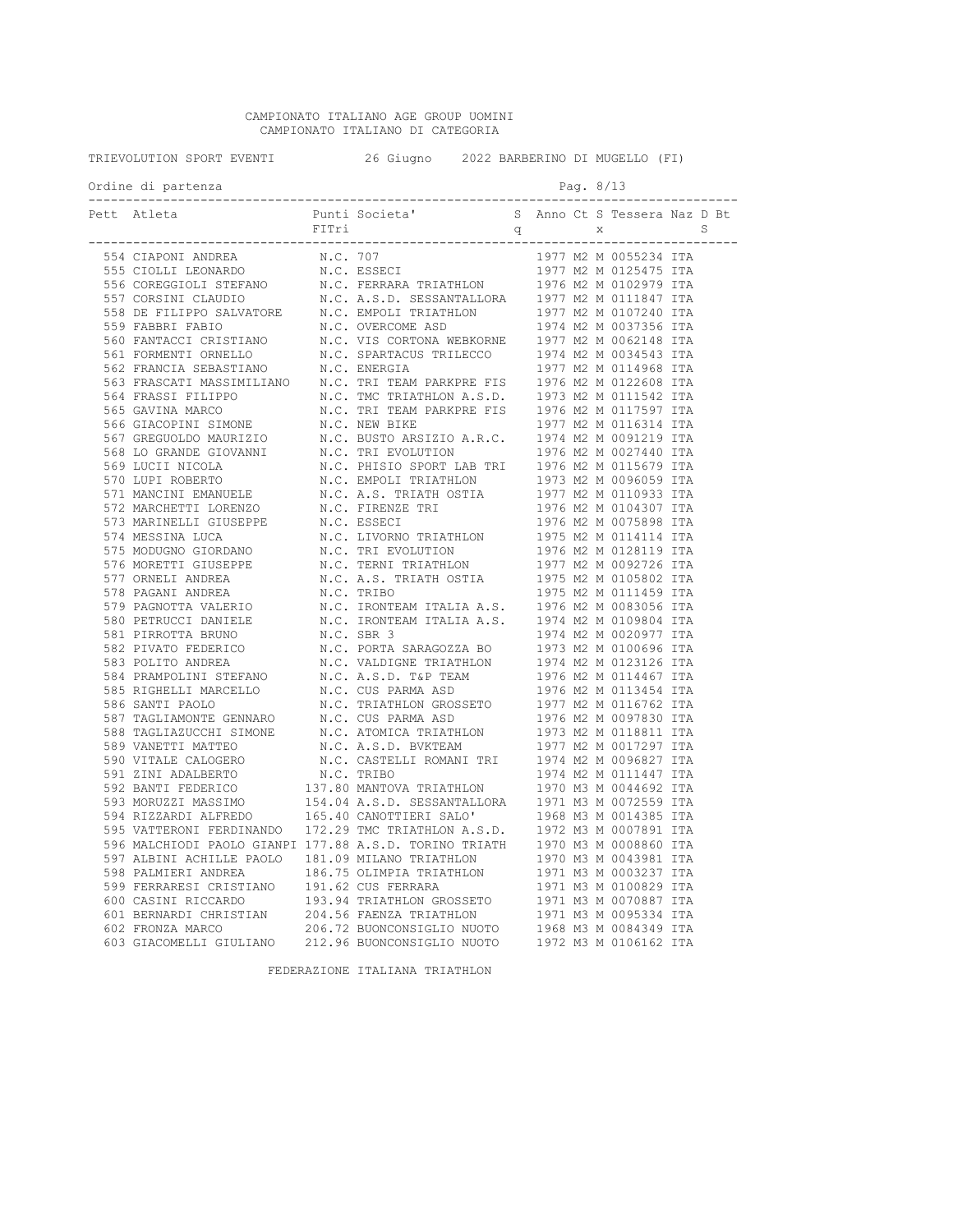CAMPIONATO ITALIANO AGE GROUP UOMINI
CAMPIONATO ITALIANO DI CATEGORIA

TRIEVOLUTION SPORT EVENTI 26 Giugno 2022 BARBERINO DI MUGELLO (FI)

Ordine di partenza

| Pett | Atleta | Punti FITri | Societa' | Sq | Anno | Ct | Sx | Tessera | Naz | D | Bt S |
|---|---|---|---|---|---|---|---|---|---|---|---|
| 554 | CIAPONI ANDREA | N.C. | 707 | | 1977 | M2 | M | 0055234 | ITA | | |
| 555 | CIOLLI LEONARDO | N.C. | ESSECI | | 1977 | M2 | M | 0125475 | ITA | | |
| 556 | COREGGIOLI STEFANO | N.C. | FERRARA TRIATHLON | | 1976 | M2 | M | 0102979 | ITA | | |
| 557 | CORSINI CLAUDIO | N.C. | A.S.D. SESSANTALLORA | | 1977 | M2 | M | 0111847 | ITA | | |
| 558 | DE FILIPPO SALVATORE | N.C. | EMPOLI TRIATHLON | | 1977 | M2 | M | 0107240 | ITA | | |
| 559 | FABBRI FABIO | N.C. | OVERCOME ASD | | 1974 | M2 | M | 0037356 | ITA | | |
| 560 | FANTACCI CRISTIANO | N.C. | VIS CORTONA WEBKORNE | | 1977 | M2 | M | 0062148 | ITA | | |
| 561 | FORMENTI ORNELLO | N.C. | SPARTACUS TRILECCO | | 1974 | M2 | M | 0034543 | ITA | | |
| 562 | FRANCIA SEBASTIANO | N.C. | ENERGIA | | 1977 | M2 | M | 0114968 | ITA | | |
| 563 | FRASCATI MASSIMILIANO | N.C. | TRI TEAM PARKPRE FIS | | 1976 | M2 | M | 0122608 | ITA | | |
| 564 | FRASSI FILIPPO | N.C. | TMC TRIATHLON A.S.D. | | 1973 | M2 | M | 0111542 | ITA | | |
| 565 | GAVINA MARCO | N.C. | TRI TEAM PARKPRE FIS | | 1976 | M2 | M | 0117597 | ITA | | |
| 566 | GIACOPINI SIMONE | N.C. | NEW BIKE | | 1977 | M2 | M | 0116314 | ITA | | |
| 567 | GREGUOLDO MAURIZIO | N.C. | BUSTO ARSIZIO A.R.C. | | 1974 | M2 | M | 0091219 | ITA | | |
| 568 | LO GRANDE GIOVANNI | N.C. | TRI EVOLUTION | | 1976 | M2 | M | 0027440 | ITA | | |
| 569 | LUCII NICOLA | N.C. | PHISIO SPORT LAB TRI | | 1976 | M2 | M | 0115679 | ITA | | |
| 570 | LUPI ROBERTO | N.C. | EMPOLI TRIATHLON | | 1973 | M2 | M | 0096059 | ITA | | |
| 571 | MANCINI EMANUELE | N.C. | A.S. TRIATH OSTIA | | 1977 | M2 | M | 0110933 | ITA | | |
| 572 | MARCHETTI LORENZO | N.C. | FIRENZE TRI | | 1976 | M2 | M | 0104307 | ITA | | |
| 573 | MARINELLI GIUSEPPE | N.C. | ESSECI | | 1976 | M2 | M | 0075898 | ITA | | |
| 574 | MESSINA LUCA | N.C. | LIVORNO TRIATHLON | | 1975 | M2 | M | 0114114 | ITA | | |
| 575 | MODUGNO GIORDANO | N.C. | TRI EVOLUTION | | 1976 | M2 | M | 0128119 | ITA | | |
| 576 | MORETTI GIUSEPPE | N.C. | TERNI TRIATHLON | | 1977 | M2 | M | 0092726 | ITA | | |
| 577 | ORNELI ANDREA | N.C. | A.S. TRIATH OSTIA | | 1975 | M2 | M | 0105802 | ITA | | |
| 578 | PAGANI ANDREA | N.C. | TRIBO | | 1975 | M2 | M | 0111459 | ITA | | |
| 579 | PAGNOTTA VALERIO | N.C. | IRONTEAM ITALIA A.S. | | 1976 | M2 | M | 0083056 | ITA | | |
| 580 | PETRUCCI DANIELE | N.C. | IRONTEAM ITALIA A.S. | | 1974 | M2 | M | 0109804 | ITA | | |
| 581 | PIRROTTA BRUNO | N.C. | SBR 3 | | 1974 | M2 | M | 0020977 | ITA | | |
| 582 | PIVATO FEDERICO | N.C. | PORTA SARAGOZZA BO | | 1973 | M2 | M | 0100696 | ITA | | |
| 583 | POLITO ANDREA | N.C. | VALDIGNE TRIATHLON | | 1974 | M2 | M | 0123126 | ITA | | |
| 584 | PRAMPOLINI STEFANO | N.C. | A.S.D. T&P TEAM | | 1976 | M2 | M | 0114467 | ITA | | |
| 585 | RIGHELLI MARCELLO | N.C. | CUS PARMA ASD | | 1976 | M2 | M | 0113454 | ITA | | |
| 586 | SANTI PAOLO | N.C. | TRIATHLON GROSSETO | | 1977 | M2 | M | 0116762 | ITA | | |
| 587 | TAGLIAMONTE GENNARO | N.C. | CUS PARMA ASD | | 1976 | M2 | M | 0097830 | ITA | | |
| 588 | TAGLIAZUCCHI SIMONE | N.C. | ATOMICA TRIATHLON | | 1973 | M2 | M | 0118811 | ITA | | |
| 589 | VANETTI MATTEO | N.C. | A.S.D. BVKTEAM | | 1977 | M2 | M | 0017297 | ITA | | |
| 590 | VITALE CALOGERO | N.C. | CASTELLI ROMANI TRI | | 1974 | M2 | M | 0096827 | ITA | | |
| 591 | ZINI ADALBERTO | N.C. | TRIBO | | 1974 | M2 | M | 0111447 | ITA | | |
| 592 | BANTI FEDERICO | 137.80 | MANTOVA TRIATHLON | | 1970 | M3 | M | 0044692 | ITA | | |
| 593 | MORUZZI MASSIMO | 154.04 | A.S.D. SESSANTALLORA | | 1971 | M3 | M | 0072559 | ITA | | |
| 594 | RIZZARDI ALFREDO | 165.40 | CANOTTIERI SALO' | | 1968 | M3 | M | 0014385 | ITA | | |
| 595 | VATTERONI FERDINANDO | 172.29 | TMC TRIATHLON A.S.D. | | 1972 | M3 | M | 0007891 | ITA | | |
| 596 | MALCHIODI PAOLO GIANPI | 177.88 | A.S.D. TORINO TRIATH | | 1970 | M3 | M | 0008860 | ITA | | |
| 597 | ALBINI ACHILLE PAOLO | 181.09 | MILANO TRIATHLON | | 1970 | M3 | M | 0043981 | ITA | | |
| 598 | PALMIERI ANDREA | 186.75 | OLIMPIA TRIATHLON | | 1971 | M3 | M | 0003237 | ITA | | |
| 599 | FERRARESI CRISTIANO | 191.62 | CUS FERRARA | | 1971 | M3 | M | 0100829 | ITA | | |
| 600 | CASINI RICCARDO | 193.94 | TRIATHLON GROSSETO | | 1971 | M3 | M | 0070887 | ITA | | |
| 601 | BERNARDI CHRISTIAN | 204.56 | FAENZA TRIATHLON | | 1971 | M3 | M | 0095334 | ITA | | |
| 602 | FRONZA MARCO | 206.72 | BUONCONSIGLIO NUOTO | | 1968 | M3 | M | 0084349 | ITA | | |
| 603 | GIACOMELLI GIULIANO | 212.96 | BUONCONSIGLIO NUOTO | | 1972 | M3 | M | 0106162 | ITA | | |

FEDERAZIONE ITALIANA TRIATHLON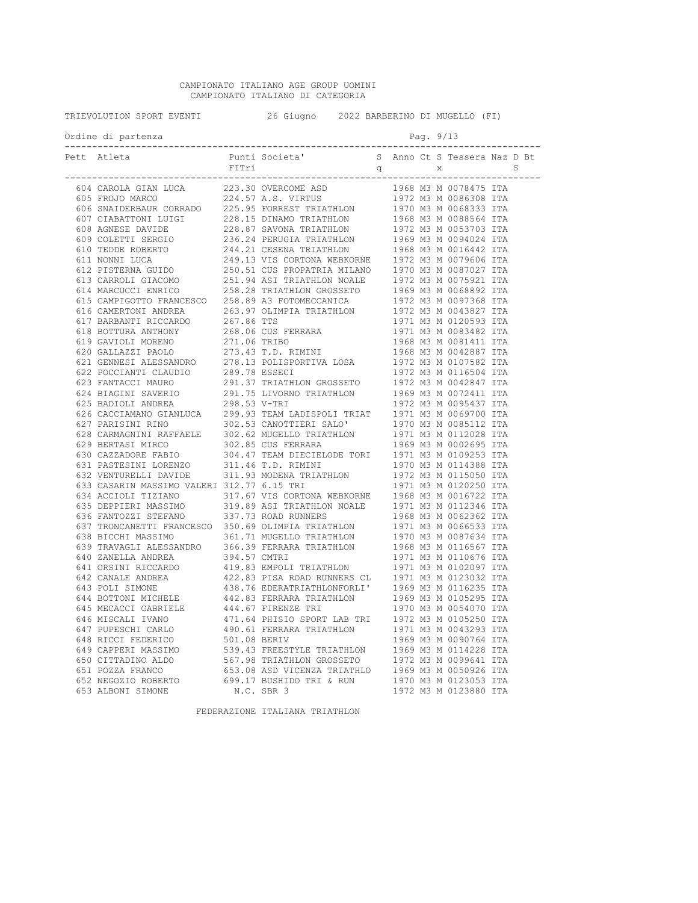CAMPIONATO ITALIANO AGE GROUP UOMINI
CAMPIONATO ITALIANO DI CATEGORIA

TRIEVOLUTION SPORT EVENTI 26 Giugno 2022 BARBERINO DI MUGELLO (FI)

Ordine di partenza

| Pett | Atleta | Punti FITri | Societa' | Sq | Anno | Ct | Sx | Tessera | Naz | D | BtS |
|---|---|---|---|---|---|---|---|---|---|---|---|
| 604 | CAROLA GIAN LUCA | 223.30 | OVERCOME ASD | | 1968 | M3 | M | 0078475 | ITA | | |
| 605 | FROJO MARCO | 224.57 | A.S. VIRTUS | | 1972 | M3 | M | 0086308 | ITA | | |
| 606 | SNAIDERBAUR CORRADO | 225.95 | FORREST TRIATHLON | | 1970 | M3 | M | 0068333 | ITA | | |
| 607 | CIABATTONI LUIGI | 228.15 | DINAMO TRIATHLON | | 1968 | M3 | M | 0088564 | ITA | | |
| 608 | AGNESE DAVIDE | 228.87 | SAVONA TRIATHLON | | 1972 | M3 | M | 0053703 | ITA | | |
| 609 | COLETTI SERGIO | 236.24 | PERUGIA TRIATHLON | | 1969 | M3 | M | 0094024 | ITA | | |
| 610 | TEDDE ROBERTO | 244.21 | CESENA TRIATHLON | | 1968 | M3 | M | 0016442 | ITA | | |
| 611 | NONNI LUCA | 249.13 | VIS CORTONA WEBKORNE | | 1972 | M3 | M | 0079606 | ITA | | |
| 612 | PISTERNA GUIDO | 250.51 | CUS PROPATRIA MILANO | | 1970 | M3 | M | 0087027 | ITA | | |
| 613 | CARROLI GIACOMO | 251.94 | ASI TRIATHLON NOALE | | 1972 | M3 | M | 0075921 | ITA | | |
| 614 | MARCUCCI ENRICO | 258.28 | TRIATHLON GROSSETO | | 1969 | M3 | M | 0068892 | ITA | | |
| 615 | CAMPIGOTTO FRANCESCO | 258.89 | A3 FOTOMECCANICA | | 1972 | M3 | M | 0097368 | ITA | | |
| 616 | CAMERTONI ANDREA | 263.97 | OLIMPIA TRIATHLON | | 1972 | M3 | M | 0043827 | ITA | | |
| 617 | BARBANTI RICCARDO | 267.86 | TTS | | 1971 | M3 | M | 0120593 | ITA | | |
| 618 | BOTTURA ANTHONY | 268.06 | CUS FERRARA | | 1971 | M3 | M | 0083482 | ITA | | |
| 619 | GAVIOLI MORENO | 271.06 | TRIBO | | 1968 | M3 | M | 0081411 | ITA | | |
| 620 | GALLAZZI PAOLO | 273.43 | T.D. RIMINI | | 1968 | M3 | M | 0042887 | ITA | | |
| 621 | GENNESI ALESSANDRO | 278.13 | POLISPORTIVA LOSA | | 1972 | M3 | M | 0107582 | ITA | | |
| 622 | POCCIANTI CLAUDIO | 289.78 | ESSECI | | 1972 | M3 | M | 0116504 | ITA | | |
| 623 | FANTACCI MAURO | 291.37 | TRIATHLON GROSSETO | | 1972 | M3 | M | 0042847 | ITA | | |
| 624 | BIAGINI SAVERIO | 291.75 | LIVORNO TRIATHLON | | 1969 | M3 | M | 0072411 | ITA | | |
| 625 | BADIOLI ANDREA | 298.53 | V-TRI | | 1972 | M3 | M | 0095437 | ITA | | |
| 626 | CACCIAMANO GIANLUCA | 299.93 | TEAM LADISPOLI TRIAT | | 1971 | M3 | M | 0069700 | ITA | | |
| 627 | PARISINI RINO | 302.53 | CANOTTIERI SALO' | | 1970 | M3 | M | 0085112 | ITA | | |
| 628 | CARMAGNINI RAFFAELE | 302.62 | MUGELLO TRIATHLON | | 1971 | M3 | M | 0112028 | ITA | | |
| 629 | BERTASI MIRCO | 302.85 | CUS FERRARA | | 1969 | M3 | M | 0002695 | ITA | | |
| 630 | CAZZADORE FABIO | 304.47 | TEAM DIECIELODE TORI | | 1971 | M3 | M | 0109253 | ITA | | |
| 631 | PASTESINI LORENZO | 311.46 | T.D. RIMINI | | 1970 | M3 | M | 0114388 | ITA | | |
| 632 | VENTURELLI DAVIDE | 311.93 | MODENA TRIATHLON | | 1972 | M3 | M | 0115050 | ITA | | |
| 633 | CASARIN MASSIMO VALERI | 312.77 | 6.15 TRI | | 1971 | M3 | M | 0120250 | ITA | | |
| 634 | ACCIOLI TIZIANO | 317.67 | VIS CORTONA WEBKORNE | | 1968 | M3 | M | 0016722 | ITA | | |
| 635 | DEPPIERI MASSIMO | 319.89 | ASI TRIATHLON NOALE | | 1971 | M3 | M | 0112346 | ITA | | |
| 636 | FANTOZZI STEFANO | 337.73 | ROAD RUNNERS | | 1968 | M3 | M | 0062362 | ITA | | |
| 637 | TRONCANETTI FRANCESCO | 350.69 | OLIMPIA TRIATHLON | | 1971 | M3 | M | 0066533 | ITA | | |
| 638 | BICCHI MASSIMO | 361.71 | MUGELLO TRIATHLON | | 1970 | M3 | M | 0087634 | ITA | | |
| 639 | TRAVAGLI ALESSANDRO | 366.39 | FERRARA TRIATHLON | | 1968 | M3 | M | 0116567 | ITA | | |
| 640 | ZANELLA ANDREA | 394.57 | CMTRI | | 1971 | M3 | M | 0110676 | ITA | | |
| 641 | ORSINI RICCARDO | 419.83 | EMPOLI TRIATHLON | | 1971 | M3 | M | 0102097 | ITA | | |
| 642 | CANALE ANDREA | 422.83 | PISA ROAD RUNNERS CL | | 1971 | M3 | M | 0123032 | ITA | | |
| 643 | POLI SIMONE | 438.76 | EDERATRIATHLONFORLI' | | 1969 | M3 | M | 0116235 | ITA | | |
| 644 | BOTTONI MICHELE | 442.83 | FERRARA TRIATHLON | | 1969 | M3 | M | 0105295 | ITA | | |
| 645 | MECACCI GABRIELE | 444.67 | FIRENZE TRI | | 1970 | M3 | M | 0054070 | ITA | | |
| 646 | MISCALI IVANO | 471.64 | PHISIO SPORT LAB TRI | | 1972 | M3 | M | 0105250 | ITA | | |
| 647 | PUPESCHI CARLO | 490.61 | FERRARA TRIATHLON | | 1971 | M3 | M | 0043293 | ITA | | |
| 648 | RICCI FEDERICO | 501.08 | BERIV | | 1969 | M3 | M | 0090764 | ITA | | |
| 649 | CAPPERI MASSIMO | 539.43 | FREESTYLE TRIATHLON | | 1969 | M3 | M | 0114228 | ITA | | |
| 650 | CITTADINO ALDO | 567.98 | TRIATHLON GROSSETO | | 1972 | M3 | M | 0099641 | ITA | | |
| 651 | POZZA FRANCO | 653.08 | ASD VICENZA TRIATHLO | | 1969 | M3 | M | 0050926 | ITA | | |
| 652 | NEGOZIO ROBERTO | 699.17 | BUSHIDO TRI & RUN | | 1970 | M3 | M | 0123053 | ITA | | |
| 653 | ALBONI SIMONE | N.C. | SBR 3 | | 1972 | M3 | M | 0123880 | ITA | | |

FEDERAZIONE ITALIANA TRIATHLON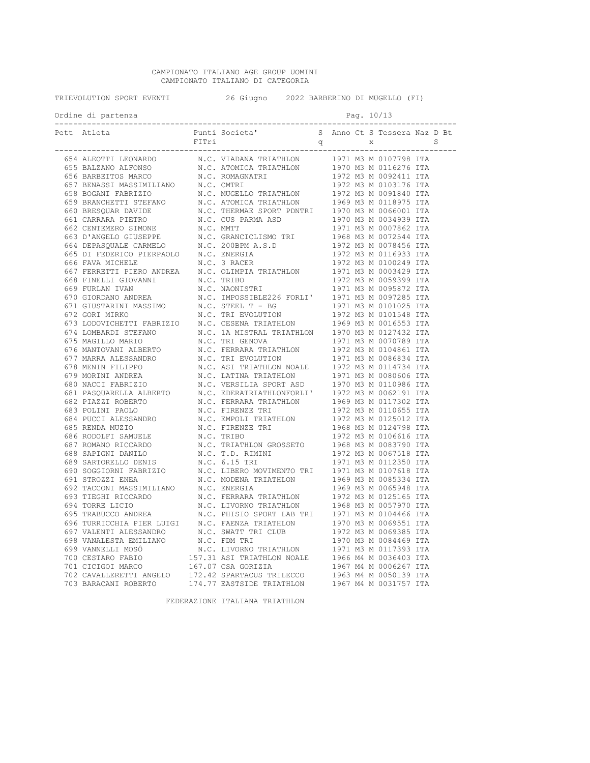CAMPIONATO ITALIANO AGE GROUP UOMINI
CAMPIONATO ITALIANO DI CATEGORIA

TRIEVOLUTION SPORT EVENTI 26 Giugno 2022 BARBERINO DI MUGELLO (FI)

Ordine di partenza

| Pett | Atleta | Punti FITri | Societa' | Sq | Anno | Ct | Sx | Tessera | Naz | D | Bt S |
|---|---|---|---|---|---|---|---|---|---|---|---|
| 654 | ALEOTTI LEONARDO | N.C. | VIADANA TRIATHLON | | 1971 | M3 | M | 0107798 | ITA | | |
| 655 | BALZANO ALFONSO | N.C. | ATOMICA TRIATHLON | | 1970 | M3 | M | 0116276 | ITA | | |
| 656 | BARBEITOS MARCO | N.C. | ROMAGNATRI | | 1972 | M3 | M | 0092411 | ITA | | |
| 657 | BENASSI MASSIMILIANO | N.C. | CMTRI | | 1972 | M3 | M | 0103176 | ITA | | |
| 658 | BOGANI FABRIZIO | N.C. | MUGELLO TRIATHLON | | 1972 | M3 | M | 0091840 | ITA | | |
| 659 | BRANCHETTI STEFANO | N.C. | ATOMICA TRIATHLON | | 1969 | M3 | M | 0118975 | ITA | | |
| 660 | BRESQUAR DAVIDE | N.C. | THERMAE SPORT PDNTRI | | 1970 | M3 | M | 0066001 | ITA | | |
| 661 | CARRARA PIETRO | N.C. | CUS PARMA ASD | | 1970 | M3 | M | 0034939 | ITA | | |
| 662 | CENTEMERO SIMONE | N.C. | MMTT | | 1971 | M3 | M | 0007862 | ITA | | |
| 663 | D'ANGELO GIUSEPPE | N.C. | GRANCICLISMO TRI | | 1968 | M3 | M | 0072544 | ITA | | |
| 664 | DEPASQUALE CARMELO | N.C. | 200BPM A.S.D | | 1972 | M3 | M | 0078456 | ITA | | |
| 665 | DI FEDERICO PIERPAOLO | N.C. | ENERGIA | | 1972 | M3 | M | 0116933 | ITA | | |
| 666 | FAVA MICHELE | N.C. | 3 RACER | | 1972 | M3 | M | 0100249 | ITA | | |
| 667 | FERRETTI PIERO ANDREA | N.C. | OLIMPIA TRIATHLON | | 1971 | M3 | M | 0003429 | ITA | | |
| 668 | FINELLI GIOVANNI | N.C. | TRIBO | | 1972 | M3 | M | 0059399 | ITA | | |
| 669 | FURLAN IVAN | N.C. | NAONISTRI | | 1971 | M3 | M | 0095872 | ITA | | |
| 670 | GIORDANO ANDREA | N.C. | IMPOSSIBLE226 FORLI' | | 1971 | M3 | M | 0097285 | ITA | | |
| 671 | GIUSTARINI MASSIMO | N.C. | STEEL T - BG | | 1971 | M3 | M | 0101025 | ITA | | |
| 672 | GORI MIRKO | N.C. | TRI EVOLUTION | | 1972 | M3 | M | 0101548 | ITA | | |
| 673 | LODOVICHETTI FABRIZIO | N.C. | CESENA TRIATHLON | | 1969 | M3 | M | 0016553 | ITA | | |
| 674 | LOMBARDI STEFANO | N.C. | 1A MISTRAL TRIATHLON | | 1970 | M3 | M | 0127432 | ITA | | |
| 675 | MAGILLO MARIO | N.C. | TRI GENOVA | | 1971 | M3 | M | 0070789 | ITA | | |
| 676 | MANTOVANI ALBERTO | N.C. | FERRARA TRIATHLON | | 1972 | M3 | M | 0104861 | ITA | | |
| 677 | MARRA ALESSANDRO | N.C. | TRI EVOLUTION | | 1971 | M3 | M | 0086834 | ITA | | |
| 678 | MENIN FILIPPO | N.C. | ASI TRIATHLON NOALE | | 1972 | M3 | M | 0114734 | ITA | | |
| 679 | MORINI ANDREA | N.C. | LATINA TRIATHLON | | 1971 | M3 | M | 0080606 | ITA | | |
| 680 | NACCI FABRIZIO | N.C. | VERSILIA SPORT ASD | | 1970 | M3 | M | 0110986 | ITA | | |
| 681 | PASQUARELLA ALBERTO | N.C. | EDERATRIATHLONFORLI' | | 1972 | M3 | M | 0062191 | ITA | | |
| 682 | PIAZZI ROBERTO | N.C. | FERRARA TRIATHLON | | 1969 | M3 | M | 0117302 | ITA | | |
| 683 | POLINI PAOLO | N.C. | FIRENZE TRI | | 1972 | M3 | M | 0110655 | ITA | | |
| 684 | PUCCI ALESSANDRO | N.C. | EMPOLI TRIATHLON | | 1972 | M3 | M | 0125012 | ITA | | |
| 685 | RENDA MUZIO | N.C. | FIRENZE TRI | | 1968 | M3 | M | 0124798 | ITA | | |
| 686 | RODOLFI SAMUELE | N.C. | TRIBO | | 1972 | M3 | M | 0106616 | ITA | | |
| 687 | ROMANO RICCARDO | N.C. | TRIATHLON GROSSETO | | 1968 | M3 | M | 0083790 | ITA | | |
| 688 | SAPIGNI DANILO | N.C. | T.D. RIMINI | | 1972 | M3 | M | 0067518 | ITA | | |
| 689 | SARTORELLO DENIS | N.C. | 6.15 TRI | | 1971 | M3 | M | 0112350 | ITA | | |
| 690 | SOGGIORNI FABRIZIO | N.C. | LIBERO MOVIMENTO TRI | | 1971 | M3 | M | 0107618 | ITA | | |
| 691 | STROZZI ENEA | N.C. | MODENA TRIATHLON | | 1969 | M3 | M | 0085334 | ITA | | |
| 692 | TACCONI MASSIMILIANO | N.C. | ENERGIA | | 1969 | M3 | M | 0065948 | ITA | | |
| 693 | TIEGHI RICCARDO | N.C. | FERRARA TRIATHLON | | 1972 | M3 | M | 0125165 | ITA | | |
| 694 | TORRE LICIO | N.C. | LIVORNO TRIATHLON | | 1968 | M3 | M | 0057970 | ITA | | |
| 695 | TRABUCCO ANDREA | N.C. | PHISIO SPORT LAB TRI | | 1971 | M3 | M | 0104466 | ITA | | |
| 696 | TURRICCHIA PIER LUIGI | N.C. | FAENZA TRIATHLON | | 1970 | M3 | M | 0069551 | ITA | | |
| 697 | VALENTI ALESSANDRO | N.C. | SWATT TRI CLUB | | 1972 | M3 | M | 0069385 | ITA | | |
| 698 | VANALESTA EMILIANO | N.C. | FDM TRI | | 1970 | M3 | M | 0084469 | ITA | | |
| 699 | VANNELLI MOSÔ | N.C. | LIVORNO TRIATHLON | | 1971 | M3 | M | 0117393 | ITA | | |
| 700 | CESTARO FABIO | 157.31 | ASI TRIATHLON NOALE | | 1966 | M4 | M | 0036403 | ITA | | |
| 701 | CICIGOI MARCO | 167.07 | CSA GORIZIA | | 1967 | M4 | M | 0006267 | ITA | | |
| 702 | CAVALLERETTI ANGELO | 172.42 | SPARTACUS TRILECCO | | 1963 | M4 | M | 0050139 | ITA | | |
| 703 | BARACANI ROBERTO | 174.77 | EASTSIDE TRIATHLON | | 1967 | M4 | M | 0031757 | ITA | | |

FEDERAZIONE ITALIANA TRIATHLON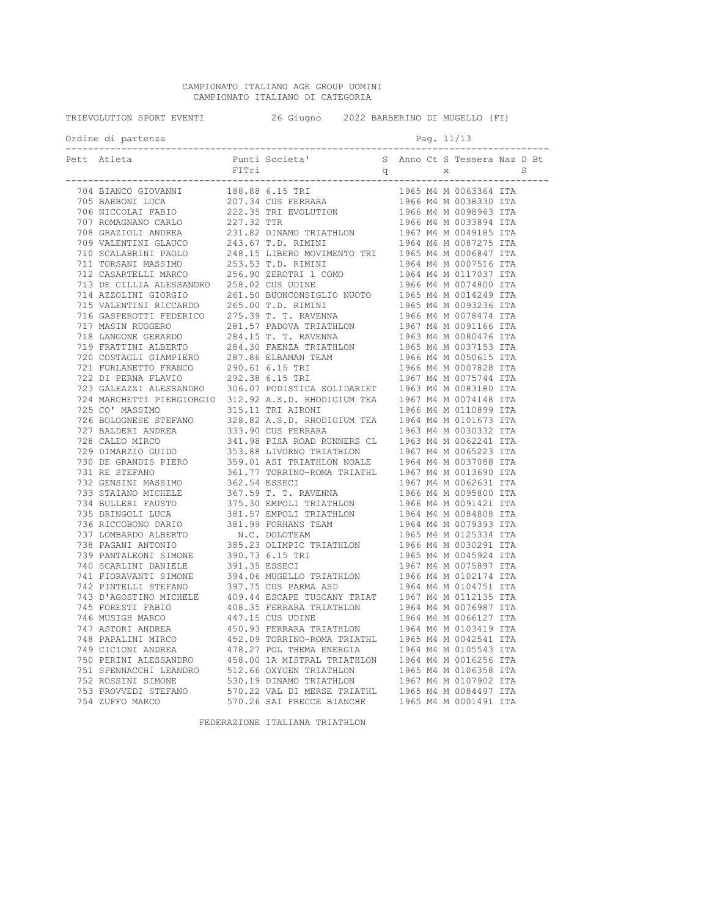CAMPIONATO ITALIANO AGE GROUP UOMINI
CAMPIONATO ITALIANO DI CATEGORIA

TRIEVOLUTION SPORT EVENTI    26 Giugno    2022 BARBERINO DI MUGELLO (FI)

Ordine di partenza

| Pett | Atleta | Punti FITri | Societa' | Sq | Anno | Ct | Sx | Tessera | Naz | D | BtS |
|---|---|---|---|---|---|---|---|---|---|---|---|
| 704 | BIANCO GIOVANNI | 188.88 | 6.15 TRI | | 1965 | M4 | M | 0063364 | ITA | | |
| 705 | BARBONI LUCA | 207.34 | CUS FERRARA | | 1966 | M4 | M | 0038330 | ITA | | |
| 706 | NICCOLAI FABIO | 222.35 | TRI EVOLUTION | | 1966 | M4 | M | 0098963 | ITA | | |
| 707 | ROMAGNANO CARLO | 227.32 | TTR | | 1966 | M4 | M | 0033894 | ITA | | |
| 708 | GRAZIOLI ANDREA | 231.82 | DINAMO TRIATHLON | | 1967 | M4 | M | 0049185 | ITA | | |
| 709 | VALENTINI GLAUCO | 243.67 | T.D. RIMINI | | 1964 | M4 | M | 0087275 | ITA | | |
| 710 | SCALABRINI PAOLO | 248.15 | LIBERO MOVIMENTO TRI | | 1965 | M4 | M | 0006847 | ITA | | |
| 711 | TORSANI MASSIMO | 253.53 | T.D. RIMINI | | 1964 | M4 | M | 0007516 | ITA | | |
| 712 | CASARTELLI MARCO | 256.90 | ZEROTRI 1 COMO | | 1964 | M4 | M | 0117037 | ITA | | |
| 713 | DE CILLIA ALESSANDRO | 258.02 | CUS UDINE | | 1966 | M4 | M | 0074800 | ITA | | |
| 714 | AZZOLINI GIORGIO | 261.50 | BUONCONSIGLIO NUOTO | | 1965 | M4 | M | 0014249 | ITA | | |
| 715 | VALENTINI RICCARDO | 265.00 | T.D. RIMINI | | 1965 | M4 | M | 0093236 | ITA | | |
| 716 | GASPEROTTI FEDERICO | 275.39 | T. T. RAVENNA | | 1966 | M4 | M | 0078474 | ITA | | |
| 717 | MASIN RUGGERO | 281.57 | PADOVA TRIATHLON | | 1967 | M4 | M | 0091166 | ITA | | |
| 718 | LANGONE GERARDO | 284.15 | T. T. RAVENNA | | 1963 | M4 | M | 0080476 | ITA | | |
| 719 | FRATTINI ALBERTO | 284.30 | FAENZA TRIATHLON | | 1965 | M4 | M | 0037153 | ITA | | |
| 720 | COSTAGLI GIAMPIERO | 287.86 | ELBAMAN TEAM | | 1966 | M4 | M | 0050615 | ITA | | |
| 721 | FURLANETTO FRANCO | 290.61 | 6.15 TRI | | 1966 | M4 | M | 0007828 | ITA | | |
| 722 | DI PERNA FLAVIO | 292.38 | 6.15 TRI | | 1967 | M4 | M | 0075744 | ITA | | |
| 723 | GALEAZZI ALESSANDRO | 306.07 | PODISTICA SOLIDARIET | | 1963 | M4 | M | 0083180 | ITA | | |
| 724 | MARCHETTI PIERGIORGIO | 312.92 | A.S.D. RHODIGIUM TEA | | 1967 | M4 | M | 0074148 | ITA | | |
| 725 | CO' MASSIMO | 315.11 | TRI AIRONI | | 1966 | M4 | M | 0110899 | ITA | | |
| 726 | BOLOGNESE STEFANO | 328.82 | A.S.D. RHODIGIUM TEA | | 1964 | M4 | M | 0101673 | ITA | | |
| 727 | BALDERI ANDREA | 333.90 | CUS FERRARA | | 1963 | M4 | M | 0030332 | ITA | | |
| 728 | CALEO MIRCO | 341.98 | PISA ROAD RUNNERS CL | | 1963 | M4 | M | 0062241 | ITA | | |
| 729 | DIMARZIO GUIDO | 353.88 | LIVORNO TRIATHLON | | 1967 | M4 | M | 0065223 | ITA | | |
| 730 | DE GRANDIS PIERO | 359.01 | ASI TRIATHLON NOALE | | 1964 | M4 | M | 0037088 | ITA | | |
| 731 | RE STEFANO | 361.77 | TORRINO-ROMA TRIATHL | | 1967 | M4 | M | 0013690 | ITA | | |
| 732 | GENSINI MASSIMO | 362.54 | ESSECI | | 1967 | M4 | M | 0062631 | ITA | | |
| 733 | STAIANO MICHELE | 367.59 | T. T. RAVENNA | | 1966 | M4 | M | 0095800 | ITA | | |
| 734 | BULLERI FAUSTO | 375.30 | EMPOLI TRIATHLON | | 1966 | M4 | M | 0091421 | ITA | | |
| 735 | DRINGOLI LUCA | 381.57 | EMPOLI TRIATHLON | | 1964 | M4 | M | 0084808 | ITA | | |
| 736 | RICCOBONO DARIO | 381.99 | FORHANS TEAM | | 1964 | M4 | M | 0079393 | ITA | | |
| 737 | LOMBARDO ALBERTO | N.C. | DOLOTEAM | | 1965 | M4 | M | 0125334 | ITA | | |
| 738 | PAGANI ANTONIO | 385.23 | OLIMPIC TRIATHLON | | 1966 | M4 | M | 0030291 | ITA | | |
| 739 | PANTALEONI SIMONE | 390.73 | 6.15 TRI | | 1965 | M4 | M | 0045924 | ITA | | |
| 740 | SCARLINI DANIELE | 391.35 | ESSECI | | 1967 | M4 | M | 0075897 | ITA | | |
| 741 | FIORAVANTI SIMONE | 394.06 | MUGELLO TRIATHLON | | 1966 | M4 | M | 0102174 | ITA | | |
| 742 | PINTELLI STEFANO | 397.75 | CUS PARMA ASD | | 1964 | M4 | M | 0104751 | ITA | | |
| 743 | D'AGOSTINO MICHELE | 409.44 | ESCAPE TUSCANY TRIAT | | 1967 | M4 | M | 0112135 | ITA | | |
| 745 | FORESTI FABIO | 408.35 | FERRARA TRIATHLON | | 1964 | M4 | M | 0076987 | ITA | | |
| 746 | MUSIGH MARCO | 447.15 | CUS UDINE | | 1964 | M4 | M | 0066127 | ITA | | |
| 747 | ASTORI ANDREA | 450.93 | FERRARA TRIATHLON | | 1964 | M4 | M | 0103419 | ITA | | |
| 748 | PAPALINI MIRCO | 452.09 | TORRINO-ROMA TRIATHL | | 1965 | M4 | M | 0042541 | ITA | | |
| 749 | CICIONI ANDREA | 478.27 | POL THEMA ENERGIA | | 1964 | M4 | M | 0105543 | ITA | | |
| 750 | PERINI ALESSANDRO | 458.00 | 1A MISTRAL TRIATHLON | | 1964 | M4 | M | 0016256 | ITA | | |
| 751 | SPENNACCHI LEANDRO | 512.66 | OXYGEN TRIATHLON | | 1965 | M4 | M | 0106358 | ITA | | |
| 752 | ROSSINI SIMONE | 530.19 | DINAMO TRIATHLON | | 1967 | M4 | M | 0107902 | ITA | | |
| 753 | PROVVEDI STEFANO | 570.22 | VAL DI MERSE TRIATHL | | 1965 | M4 | M | 0084497 | ITA | | |
| 754 | ZUFFO MARCO | 570.26 | SAI FRECCE BIANCHE | | 1965 | M4 | M | 0001491 | ITA | | |

FEDERAZIONE ITALIANA TRIATHLON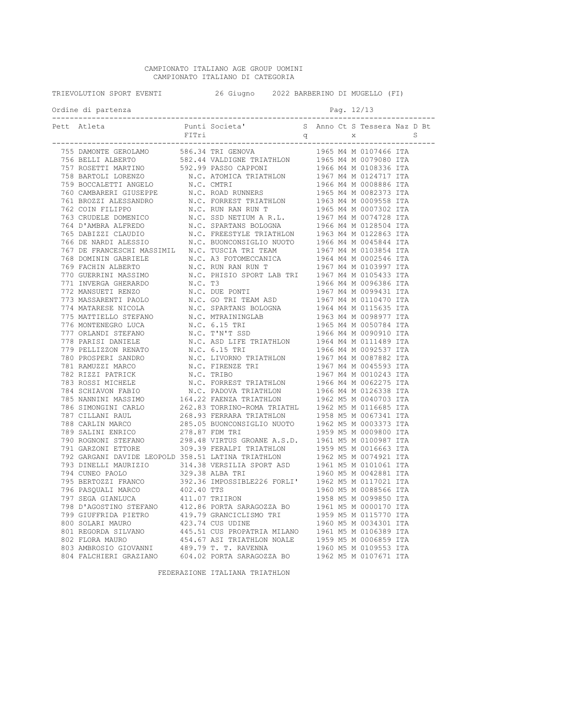CAMPIONATO ITALIANO AGE GROUP UOMINI
CAMPIONATO ITALIANO DI CATEGORIA

TRIEVOLUTION SPORT EVENTI 26 Giugno 2022 BARBERINO DI MUGELLO (FI)

Ordine di partenza

| Pett | Atleta | Punti FITri | Societa' | Sq | Anno | Ct | Sx | Tessera | Naz | D | Bt S |
|---|---|---|---|---|---|---|---|---|---|---|---|
| 755 | DAMONTE GEROLAMO | 586.34 | TRI GENOVA | | 1965 | M4 | M | 0107466 | ITA | | |
| 756 | BELLI ALBERTO | 582.44 | VALDIGNE TRIATHLON | | 1965 | M4 | M | 0079080 | ITA | | |
| 757 | ROSETTI MARTINO | 592.99 | PASSO CAPPONI | | 1966 | M4 | M | 0108336 | ITA | | |
| 758 | BARTOLI LORENZO | N.C. | ATOMICA TRIATHLON | | 1967 | M4 | M | 0124717 | ITA | | |
| 759 | BOCCALETTI ANGELO | N.C. | CMTRI | | 1966 | M4 | M | 0008886 | ITA | | |
| 760 | CAMBARERI GIUSEPPE | N.C. | ROAD RUNNERS | | 1965 | M4 | M | 0082373 | ITA | | |
| 761 | BROZZI ALESSANDRO | N.C. | FORREST TRIATHLON | | 1963 | M4 | M | 0009558 | ITA | | |
| 762 | COIN FILIPPO | N.C. | RUN RAN RUN T | | 1965 | M4 | M | 0007302 | ITA | | |
| 763 | CRUDELE DOMENICO | N.C. | SSD NETIUM A R.L. | | 1967 | M4 | M | 0074728 | ITA | | |
| 764 | D'AMBRA ALFREDO | N.C. | SPARTANS BOLOGNA | | 1966 | M4 | M | 0128504 | ITA | | |
| 765 | DABIZZI CLAUDIO | N.C. | FREESTYLE TRIATHLON | | 1963 | M4 | M | 0122863 | ITA | | |
| 766 | DE NARDI ALESSIO | N.C. | BUONCONSIGLIO NUOTO | | 1966 | M4 | M | 0045844 | ITA | | |
| 767 | DE FRANCESCHI MASSIMIL | N.C. | TUSCIA TRI TEAM | | 1967 | M4 | M | 0103854 | ITA | | |
| 768 | DOMININ GABRIELE | N.C. | A3 FOTOMECCANICA | | 1964 | M4 | M | 0002546 | ITA | | |
| 769 | FACHIN ALBERTO | N.C. | RUN RAN RUN T | | 1967 | M4 | M | 0103997 | ITA | | |
| 770 | GUERRINI MASSIMO | N.C. | PHISIO SPORT LAB TRI | | 1967 | M4 | M | 0105433 | ITA | | |
| 771 | INVERGA GHERARDO | N.C. | T3 | | 1966 | M4 | M | 0096386 | ITA | | |
| 772 | MANSUETI RENZO | N.C. | DUE PONTI | | 1967 | M4 | M | 0099431 | ITA | | |
| 773 | MASSARENTI PAOLO | N.C. | GO TRI TEAM ASD | | 1967 | M4 | M | 0110470 | ITA | | |
| 774 | MATARESE NICOLA | N.C. | SPARTANS BOLOGNA | | 1964 | M4 | M | 0115635 | ITA | | |
| 775 | MATTIELLO STEFANO | N.C. | MTRAININGLAB | | 1963 | M4 | M | 0098977 | ITA | | |
| 776 | MONTENEGRO LUCA | N.C. | 6.15 TRI | | 1965 | M4 | M | 0050784 | ITA | | |
| 777 | ORLANDI STEFANO | N.C. | T'N'T SSD | | 1966 | M4 | M | 0090910 | ITA | | |
| 778 | PARISI DANIELE | N.C. | ASD LIFE TRIATHLON | | 1964 | M4 | M | 0111489 | ITA | | |
| 779 | PELLIZZON RENATO | N.C. | 6.15 TRI | | 1966 | M4 | M | 0092537 | ITA | | |
| 780 | PROSPERI SANDRO | N.C. | LIVORNO TRIATHLON | | 1967 | M4 | M | 0087882 | ITA | | |
| 781 | RAMUZZI MARCO | N.C. | FIRENZE TRI | | 1967 | M4 | M | 0045593 | ITA | | |
| 782 | RIZZI PATRICK | N.C. | TRIBO | | 1967 | M4 | M | 0010243 | ITA | | |
| 783 | ROSSI MICHELE | N.C. | FORREST TRIATHLON | | 1966 | M4 | M | 0062275 | ITA | | |
| 784 | SCHIAVON FABIO | N.C. | PADOVA TRIATHLON | | 1966 | M4 | M | 0126338 | ITA | | |
| 785 | NANNINI MASSIMO | 164.22 | FAENZA TRIATHLON | | 1962 | M5 | M | 0040703 | ITA | | |
| 786 | SIMONGINI CARLO | 262.83 | TORRINO-ROMA TRIATHL | | 1962 | M5 | M | 0116685 | ITA | | |
| 787 | CILLANI RAUL | 268.93 | FERRARA TRIATHLON | | 1958 | M5 | M | 0067341 | ITA | | |
| 788 | CARLIN MARCO | 285.05 | BUONCONSIGLIO NUOTO | | 1962 | M5 | M | 0003373 | ITA | | |
| 789 | SALINI ENRICO | 278.87 | FDM TRI | | 1959 | M5 | M | 0009800 | ITA | | |
| 790 | ROGNONI STEFANO | 298.48 | VIRTUS GROANE A.S.D. | | 1961 | M5 | M | 0100987 | ITA | | |
| 791 | GARZONI ETTORE | 309.39 | FERALPI TRIATHLON | | 1959 | M5 | M | 0016663 | ITA | | |
| 792 | GARGANI DAVIDE LEOPOLD | 358.51 | LATINA TRIATHLON | | 1962 | M5 | M | 0074921 | ITA | | |
| 793 | DINELLI MAURIZIO | 314.38 | VERSILIA SPORT ASD | | 1961 | M5 | M | 0101061 | ITA | | |
| 794 | CUNEO PAOLO | 329.38 | ALBA TRI | | 1960 | M5 | M | 0042881 | ITA | | |
| 795 | BERTOZZI FRANCO | 392.36 | IMPOSSIBLE226 FORLI' | | 1962 | M5 | M | 0117021 | ITA | | |
| 796 | PASQUALI MARCO | 402.40 | TTS | | 1960 | M5 | M | 0088566 | ITA | | |
| 797 | SEGA GIANLUCA | 411.07 | TRIIRON | | 1958 | M5 | M | 0099850 | ITA | | |
| 798 | D'AGOSTINO STEFANO | 412.86 | PORTA SARAGOZZA BO | | 1961 | M5 | M | 0000170 | ITA | | |
| 799 | GIUFFRIDA PIETRO | 419.79 | GRANCICLISMO TRI | | 1959 | M5 | M | 0115770 | ITA | | |
| 800 | SOLARI MAURO | 423.74 | CUS UDINE | | 1960 | M5 | M | 0034301 | ITA | | |
| 801 | REGORDA SILVANO | 445.51 | CUS PROPATRIA MILANO | | 1961 | M5 | M | 0106389 | ITA | | |
| 802 | FLORA MAURO | 454.67 | ASI TRIATHLON NOALE | | 1959 | M5 | M | 0006859 | ITA | | |
| 803 | AMBROSIO GIOVANNI | 489.79 | T. T. RAVENNA | | 1960 | M5 | M | 0109553 | ITA | | |
| 804 | FALCHIERI GRAZIANO | 604.02 | PORTA SARAGOZZA BO | | 1962 | M5 | M | 0107671 | ITA | | |

FEDERAZIONE ITALIANA TRIATHLON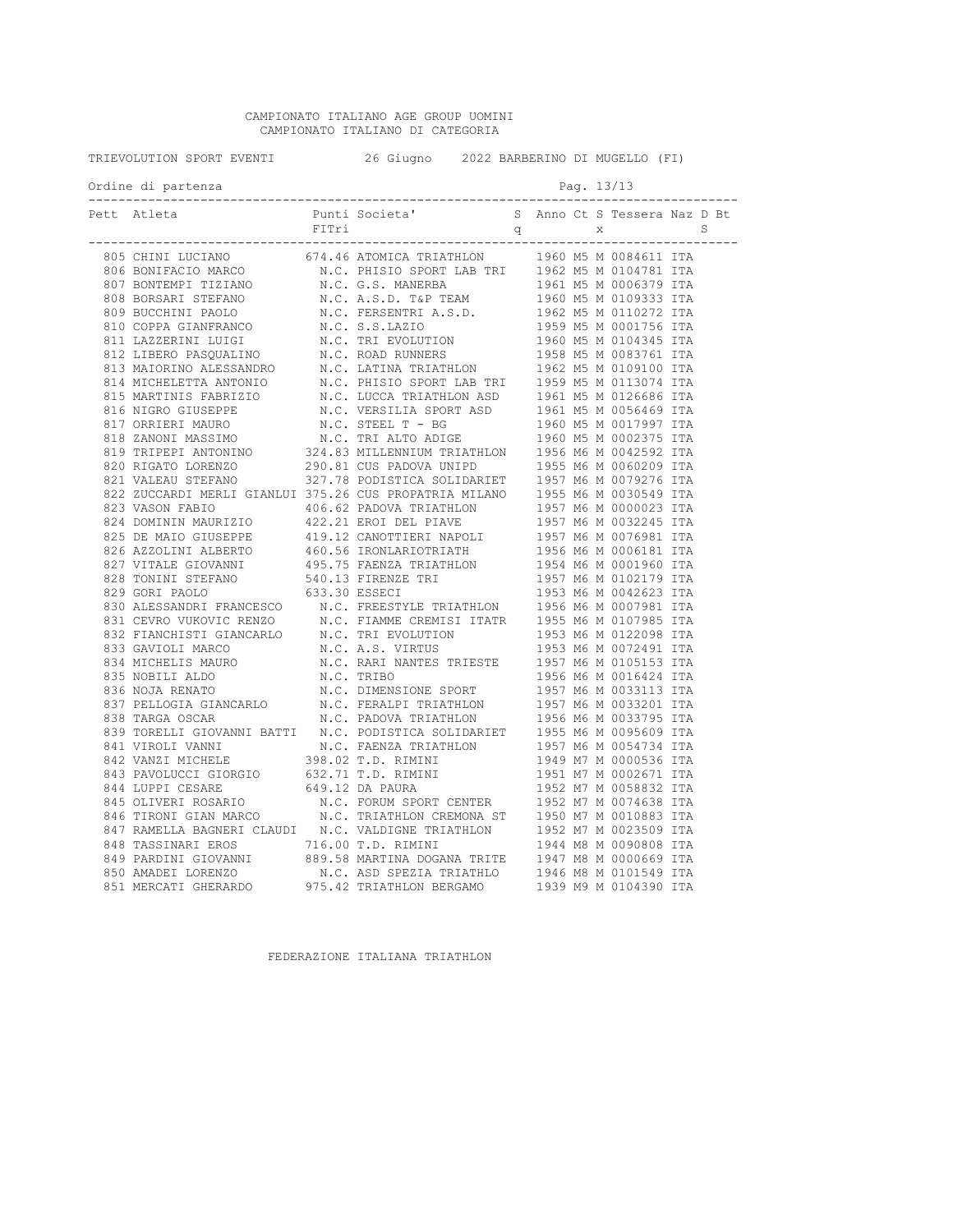CAMPIONATO ITALIANO AGE GROUP UOMINI
CAMPIONATO ITALIANO DI CATEGORIA

TRIEVOLUTION SPORT EVENTI 26 Giugno 2022 BARBERINO DI MUGELLO (FI)

Ordine di partenza

| Pett | Atleta | Punti FITri | Societa' | Sq | Anno | Ct | Sx | Tessera | Naz | D | Bt | S |
|---|---|---|---|---|---|---|---|---|---|---|---|---|
| 805 | CHINI LUCIANO | 674.46 | ATOMICA TRIATHLON | | 1960 | M5 | M | 0084611 | ITA | | | |
| 806 | BONIFACIO MARCO | N.C. | PHISIO SPORT LAB TRI | | 1962 | M5 | M | 0104781 | ITA | | | |
| 807 | BONTEMPI TIZIANO | N.C. | G.S. MANERBA | | 1961 | M5 | M | 0006379 | ITA | | | |
| 808 | BORSARI STEFANO | N.C. | A.S.D. T&P TEAM | | 1960 | M5 | M | 0109333 | ITA | | | |
| 809 | BUCCHINI PAOLO | N.C. | FERSENTRI A.S.D. | | 1962 | M5 | M | 0110272 | ITA | | | |
| 810 | COPPA GIANFRANCO | N.C. | S.S.LAZIO | | 1959 | M5 | M | 0001756 | ITA | | | |
| 811 | LAZZERINI LUIGI | N.C. | TRI EVOLUTION | | 1960 | M5 | M | 0104345 | ITA | | | |
| 812 | LIBERO PASQUALINO | N.C. | ROAD RUNNERS | | 1958 | M5 | M | 0083761 | ITA | | | |
| 813 | MAIORINO ALESSANDRO | N.C. | LATINA TRIATHLON | | 1962 | M5 | M | 0109100 | ITA | | | |
| 814 | MICHELETTA ANTONIO | N.C. | PHISIO SPORT LAB TRI | | 1959 | M5 | M | 0113074 | ITA | | | |
| 815 | MARTINIS FABRIZIO | N.C. | LUCCA TRIATHLON ASD | | 1961 | M5 | M | 0126686 | ITA | | | |
| 816 | NIGRO GIUSEPPE | N.C. | VERSILIA SPORT ASD | | 1961 | M5 | M | 0056469 | ITA | | | |
| 817 | ORRIERI MAURO | N.C. | STEEL T - BG | | 1960 | M5 | M | 0017997 | ITA | | | |
| 818 | ZANONI MASSIMO | N.C. | TRI ALTO ADIGE | | 1960 | M5 | M | 0002375 | ITA | | | |
| 819 | TRIPEPI ANTONINO | 324.83 | MILLENNIUM TRIATHLON | | 1956 | M6 | M | 0042592 | ITA | | | |
| 820 | RIGATO LORENZO | 290.81 | CUS PADOVA UNIPD | | 1955 | M6 | M | 0060209 | ITA | | | |
| 821 | VALEAU STEFANO | 327.78 | PODISTICA SOLIDARIET | | 1957 | M6 | M | 0079276 | ITA | | | |
| 822 | ZUCCARDI MERLI GIANLUI | 375.26 | CUS PROPATRIA MILANO | | 1955 | M6 | M | 0030549 | ITA | | | |
| 823 | VASON FABIO | 406.62 | PADOVA TRIATHLON | | 1957 | M6 | M | 0000023 | ITA | | | |
| 824 | DOMININ MAURIZIO | 422.21 | EROI DEL PIAVE | | 1957 | M6 | M | 0032245 | ITA | | | |
| 825 | DE MAIO GIUSEPPE | 419.12 | CANOTTIERI NAPOLI | | 1957 | M6 | M | 0076981 | ITA | | | |
| 826 | AZZOLINI ALBERTO | 460.56 | IRONLARIOTRIATH | | 1956 | M6 | M | 0006181 | ITA | | | |
| 827 | VITALE GIOVANNI | 495.75 | FAENZA TRIATHLON | | 1954 | M6 | M | 0001960 | ITA | | | |
| 828 | TONINI STEFANO | 540.13 | FIRENZE TRI | | 1957 | M6 | M | 0102179 | ITA | | | |
| 829 | GORI PAOLO | 633.30 | ESSECI | | 1953 | M6 | M | 0042623 | ITA | | | |
| 830 | ALESSANDRI FRANCESCO | N.C. | FREESTYLE TRIATHLON | | 1956 | M6 | M | 0007981 | ITA | | | |
| 831 | CEVRO VUKOVIC RENZO | N.C. | FIAMME CREMISI ITATR | | 1955 | M6 | M | 0107985 | ITA | | | |
| 832 | FIANCHISTI GIANCARLO | N.C. | TRI EVOLUTION | | 1953 | M6 | M | 0122098 | ITA | | | |
| 833 | GAVIOLI MARCO | N.C. | A.S. VIRTUS | | 1953 | M6 | M | 0072491 | ITA | | | |
| 834 | MICHELIS MAURO | N.C. | RARI NANTES TRIESTE | | 1957 | M6 | M | 0105153 | ITA | | | |
| 835 | NOBILI ALDO | N.C. | TRIBO | | 1956 | M6 | M | 0016424 | ITA | | | |
| 836 | NOJA RENATO | N.C. | DIMENSIONE SPORT | | 1957 | M6 | M | 0033113 | ITA | | | |
| 837 | PELLOGIA GIANCARLO | N.C. | FERALPI TRIATHLON | | 1957 | M6 | M | 0033201 | ITA | | | |
| 838 | TARGA OSCAR | N.C. | PADOVA TRIATHLON | | 1956 | M6 | M | 0033795 | ITA | | | |
| 839 | TORELLI GIOVANNI BATTI | N.C. | PODISTICA SOLIDARIET | | 1955 | M6 | M | 0095609 | ITA | | | |
| 841 | VIROLI VANNI | N.C. | FAENZA TRIATHLON | | 1957 | M6 | M | 0054734 | ITA | | | |
| 842 | VANZI MICHELE | 398.02 | T.D. RIMINI | | 1949 | M7 | M | 0000536 | ITA | | | |
| 843 | PAVOLUCCI GIORGIO | 632.71 | T.D. RIMINI | | 1951 | M7 | M | 0002671 | ITA | | | |
| 844 | LUPPI CESARE | 649.12 | DA PAURA | | 1952 | M7 | M | 0058832 | ITA | | | |
| 845 | OLIVERI ROSARIO | N.C. | FORUM SPORT CENTER | | 1952 | M7 | M | 0074638 | ITA | | | |
| 846 | TIRONI GIAN MARCO | N.C. | TRIATHLON CREMONA ST | | 1950 | M7 | M | 0010883 | ITA | | | |
| 847 | RAMELLA BAGNERI CLAUDI | N.C. | VALDIGNE TRIATHLON | | 1952 | M7 | M | 0023509 | ITA | | | |
| 848 | TASSINARI EROS | 716.00 | T.D. RIMINI | | 1944 | M8 | M | 0090808 | ITA | | | |
| 849 | PARDINI GIOVANNI | 889.58 | MARTINA DOGANA TRITE | | 1947 | M8 | M | 0000669 | ITA | | | |
| 850 | AMADEI LORENZO | N.C. | ASD SPEZIA TRIATHLO | | 1946 | M8 | M | 0101549 | ITA | | | |
| 851 | MERCATI GHERARDO | 975.42 | TRIATHLON BERGAMO | | 1939 | M9 | M | 0104390 | ITA | | | |

FEDERAZIONE ITALIANA TRIATHLON